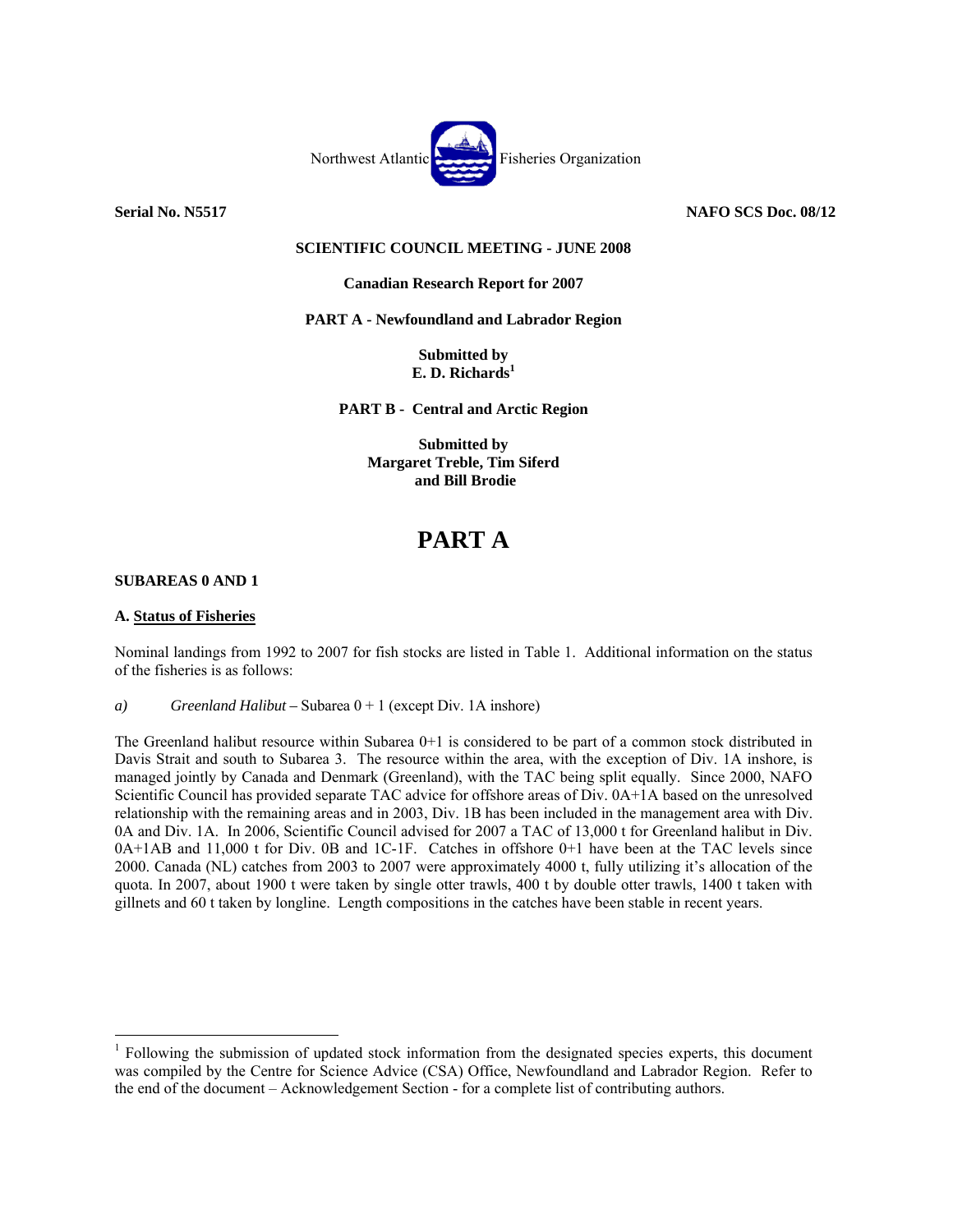Northwest Atlantic Fisheries Organization

**Serial No. N5517** **NAFO SCS Doc. 08/12**

**SCIENTIFIC COUNCIL MEETING - JUNE 2008**

**Canadian Research Report for 2007**

**PART A - Newfoundland and Labrador Region**

**Submitted by**
**E. D. Richards[1]**

**PART B - Central and Arctic Region**

**Submitted by**
**Margaret Treble, Tim Siferd**
**and Bill Brodie**

# PART A

### SUBAREAS 0 AND 1

### A. Status of Fisheries

Nominal landings from 1992 to 2007 for fish stocks are listed in Table 1. Additional information on the status of the fisheries is as follows:

*a)* *Greenland Halibut* – Subarea 0 + 1 (except Div. 1A inshore)

The Greenland halibut resource within Subarea 0+1 is considered to be part of a common stock distributed in Davis Strait and south to Subarea 3. The resource within the area, with the exception of Div. 1A inshore, is managed jointly by Canada and Denmark (Greenland), with the TAC being split equally. Since 2000, NAFO Scientific Council has provided separate TAC advice for offshore areas of Div. 0A+1A based on the unresolved relationship with the remaining areas and in 2003, Div. 1B has been included in the management area with Div. 0A and Div. 1A. In 2006, Scientific Council advised for 2007 a TAC of 13,000 t for Greenland halibut in Div. 0A+1AB and 11,000 t for Div. 0B and 1C-1F. Catches in offshore 0+1 have been at the TAC levels since 2000. Canada (NL) catches from 2003 to 2007 were approximately 4000 t, fully utilizing it's allocation of the quota. In 2007, about 1900 t were taken by single otter trawls, 400 t by double otter trawls, 1400 t taken with gillnets and 60 t taken by longline. Length compositions in the catches have been stable in recent years.

[1] Following the submission of updated stock information from the designated species experts, this document was compiled by the Centre for Science Advice (CSA) Office, Newfoundland and Labrador Region. Refer to the end of the document – Acknowledgement Section - for a complete list of contributing authors.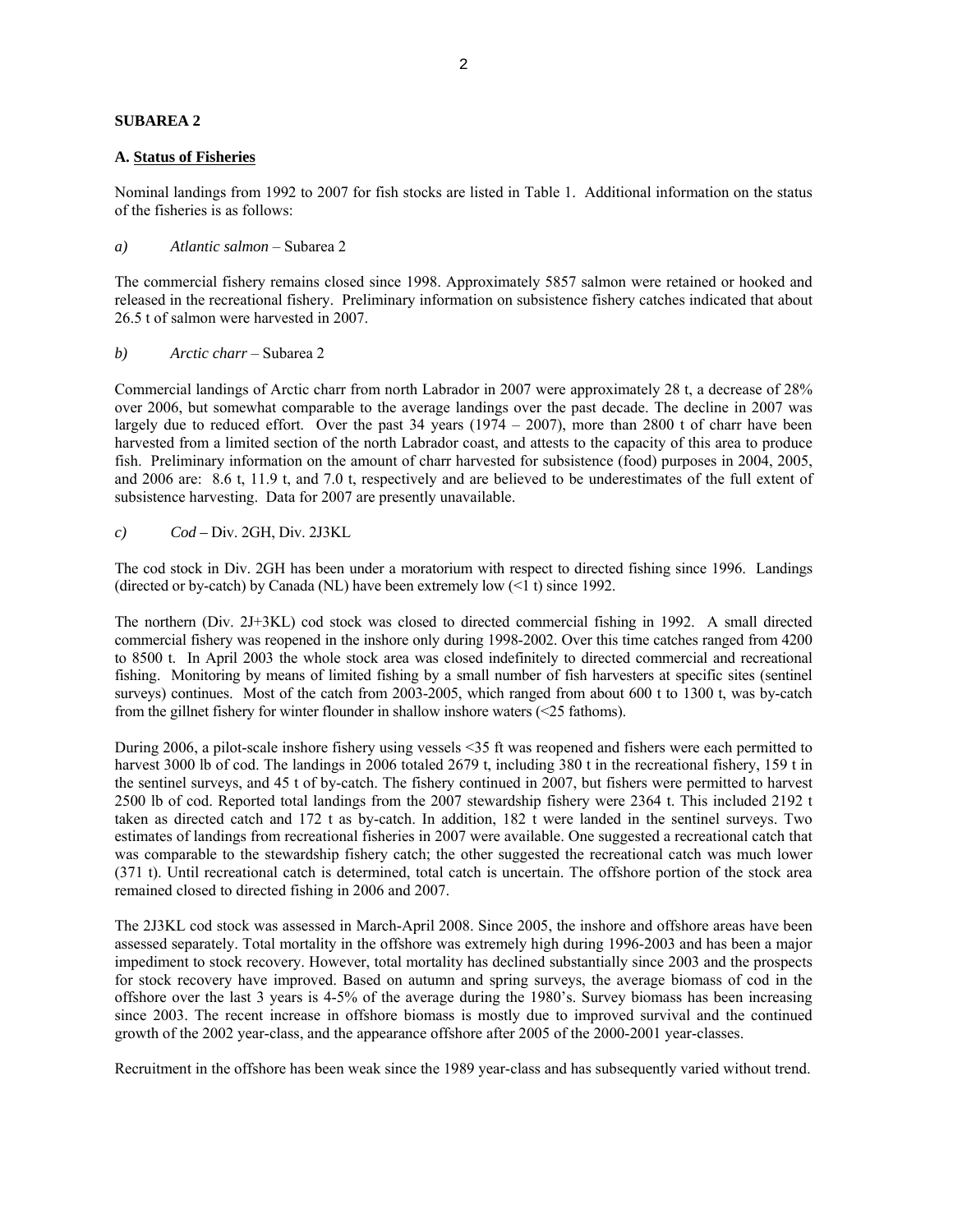**SUBAREA 2**

**A. Status of Fisheries**

Nominal landings from 1992 to 2007 for fish stocks are listed in Table 1. Additional information on the status of the fisheries is as follows:

*a)* *Atlantic salmon* – Subarea 2

The commercial fishery remains closed since 1998. Approximately 5857 salmon were retained or hooked and released in the recreational fishery. Preliminary information on subsistence fishery catches indicated that about 26.5 t of salmon were harvested in 2007.

*b)* *Arctic charr* – Subarea 2

Commercial landings of Arctic charr from north Labrador in 2007 were approximately 28 t, a decrease of 28% over 2006, but somewhat comparable to the average landings over the past decade. The decline in 2007 was largely due to reduced effort. Over the past 34 years (1974 – 2007), more than 2800 t of charr have been harvested from a limited section of the north Labrador coast, and attests to the capacity of this area to produce fish. Preliminary information on the amount of charr harvested for subsistence (food) purposes in 2004, 2005, and 2006 are: 8.6 t, 11.9 t, and 7.0 t, respectively and are believed to be underestimates of the full extent of subsistence harvesting. Data for 2007 are presently unavailable.

*c)* *Cod* – Div. 2GH, Div. 2J3KL

The cod stock in Div. 2GH has been under a moratorium with respect to directed fishing since 1996. Landings (directed or by-catch) by Canada (NL) have been extremely low (<1 t) since 1992.

The northern (Div. 2J+3KL) cod stock was closed to directed commercial fishing in 1992. A small directed commercial fishery was reopened in the inshore only during 1998-2002. Over this time catches ranged from 4200 to 8500 t. In April 2003 the whole stock area was closed indefinitely to directed commercial and recreational fishing. Monitoring by means of limited fishing by a small number of fish harvesters at specific sites (sentinel surveys) continues. Most of the catch from 2003-2005, which ranged from about 600 t to 1300 t, was by-catch from the gillnet fishery for winter flounder in shallow inshore waters (<25 fathoms).

During 2006, a pilot-scale inshore fishery using vessels <35 ft was reopened and fishers were each permitted to harvest 3000 lb of cod. The landings in 2006 totaled 2679 t, including 380 t in the recreational fishery, 159 t in the sentinel surveys, and 45 t of by-catch. The fishery continued in 2007, but fishers were permitted to harvest 2500 lb of cod. Reported total landings from the 2007 stewardship fishery were 2364 t. This included 2192 t taken as directed catch and 172 t as by-catch. In addition, 182 t were landed in the sentinel surveys. Two estimates of landings from recreational fisheries in 2007 were available. One suggested a recreational catch that was comparable to the stewardship fishery catch; the other suggested the recreational catch was much lower (371 t). Until recreational catch is determined, total catch is uncertain. The offshore portion of the stock area remained closed to directed fishing in 2006 and 2007.

The 2J3KL cod stock was assessed in March-April 2008. Since 2005, the inshore and offshore areas have been assessed separately. Total mortality in the offshore was extremely high during 1996-2003 and has been a major impediment to stock recovery. However, total mortality has declined substantially since 2003 and the prospects for stock recovery have improved. Based on autumn and spring surveys, the average biomass of cod in the offshore over the last 3 years is 4-5% of the average during the 1980's. Survey biomass has been increasing since 2003. The recent increase in offshore biomass is mostly due to improved survival and the continued growth of the 2002 year-class, and the appearance offshore after 2005 of the 2000-2001 year-classes.

Recruitment in the offshore has been weak since the 1989 year-class and has subsequently varied without trend.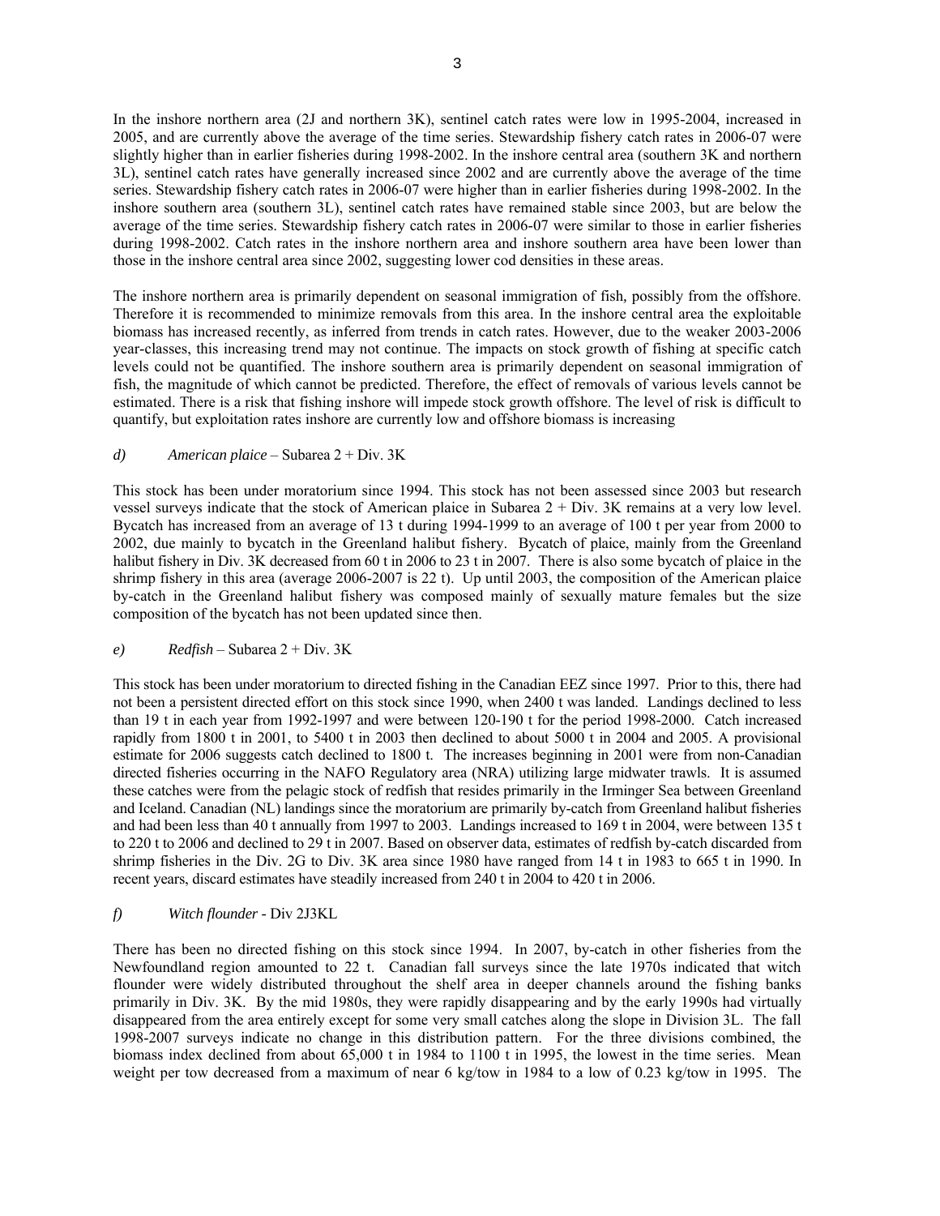In the inshore northern area (2J and northern 3K), sentinel catch rates were low in 1995-2004, increased in 2005, and are currently above the average of the time series. Stewardship fishery catch rates in 2006-07 were slightly higher than in earlier fisheries during 1998-2002. In the inshore central area (southern 3K and northern 3L), sentinel catch rates have generally increased since 2002 and are currently above the average of the time series. Stewardship fishery catch rates in 2006-07 were higher than in earlier fisheries during 1998-2002. In the inshore southern area (southern 3L), sentinel catch rates have remained stable since 2003, but are below the average of the time series. Stewardship fishery catch rates in 2006-07 were similar to those in earlier fisheries during 1998-2002. Catch rates in the inshore northern area and inshore southern area have been lower than those in the inshore central area since 2002, suggesting lower cod densities in these areas.

The inshore northern area is primarily dependent on seasonal immigration of fish, possibly from the offshore. Therefore it is recommended to minimize removals from this area. In the inshore central area the exploitable biomass has increased recently, as inferred from trends in catch rates. However, due to the weaker 2003-2006 year-classes, this increasing trend may not continue. The impacts on stock growth of fishing at specific catch levels could not be quantified. The inshore southern area is primarily dependent on seasonal immigration of fish, the magnitude of which cannot be predicted. Therefore, the effect of removals of various levels cannot be estimated. There is a risk that fishing inshore will impede stock growth offshore. The level of risk is difficult to quantify, but exploitation rates inshore are currently low and offshore biomass is increasing

*d)* *American plaice* – Subarea 2 + Div. 3K

This stock has been under moratorium since 1994. This stock has not been assessed since 2003 but research vessel surveys indicate that the stock of American plaice in Subarea 2 + Div. 3K remains at a very low level. Bycatch has increased from an average of 13 t during 1994-1999 to an average of 100 t per year from 2000 to 2002, due mainly to bycatch in the Greenland halibut fishery. Bycatch of plaice, mainly from the Greenland halibut fishery in Div. 3K decreased from 60 t in 2006 to 23 t in 2007. There is also some bycatch of plaice in the shrimp fishery in this area (average 2006-2007 is 22 t). Up until 2003, the composition of the American plaice by-catch in the Greenland halibut fishery was composed mainly of sexually mature females but the size composition of the bycatch has not been updated since then.

*e)* *Redfish* – Subarea 2 + Div. 3K

This stock has been under moratorium to directed fishing in the Canadian EEZ since 1997. Prior to this, there had not been a persistent directed effort on this stock since 1990, when 2400 t was landed. Landings declined to less than 19 t in each year from 1992-1997 and were between 120-190 t for the period 1998-2000. Catch increased rapidly from 1800 t in 2001, to 5400 t in 2003 then declined to about 5000 t in 2004 and 2005. A provisional estimate for 2006 suggests catch declined to 1800 t. The increases beginning in 2001 were from non-Canadian directed fisheries occurring in the NAFO Regulatory area (NRA) utilizing large midwater trawls. It is assumed these catches were from the pelagic stock of redfish that resides primarily in the Irminger Sea between Greenland and Iceland. Canadian (NL) landings since the moratorium are primarily by-catch from Greenland halibut fisheries and had been less than 40 t annually from 1997 to 2003. Landings increased to 169 t in 2004, were between 135 t to 220 t to 2006 and declined to 29 t in 2007. Based on observer data, estimates of redfish by-catch discarded from shrimp fisheries in the Div. 2G to Div. 3K area since 1980 have ranged from 14 t in 1983 to 665 t in 1990. In recent years, discard estimates have steadily increased from 240 t in 2004 to 420 t in 2006.

*f)* *Witch flounder* - Div 2J3KL

There has been no directed fishing on this stock since 1994. In 2007, by-catch in other fisheries from the Newfoundland region amounted to 22 t. Canadian fall surveys since the late 1970s indicated that witch flounder were widely distributed throughout the shelf area in deeper channels around the fishing banks primarily in Div. 3K. By the mid 1980s, they were rapidly disappearing and by the early 1990s had virtually disappeared from the area entirely except for some very small catches along the slope in Division 3L. The fall 1998-2007 surveys indicate no change in this distribution pattern. For the three divisions combined, the biomass index declined from about 65,000 t in 1984 to 1100 t in 1995, the lowest in the time series. Mean weight per tow decreased from a maximum of near 6 kg/tow in 1984 to a low of 0.23 kg/tow in 1995. The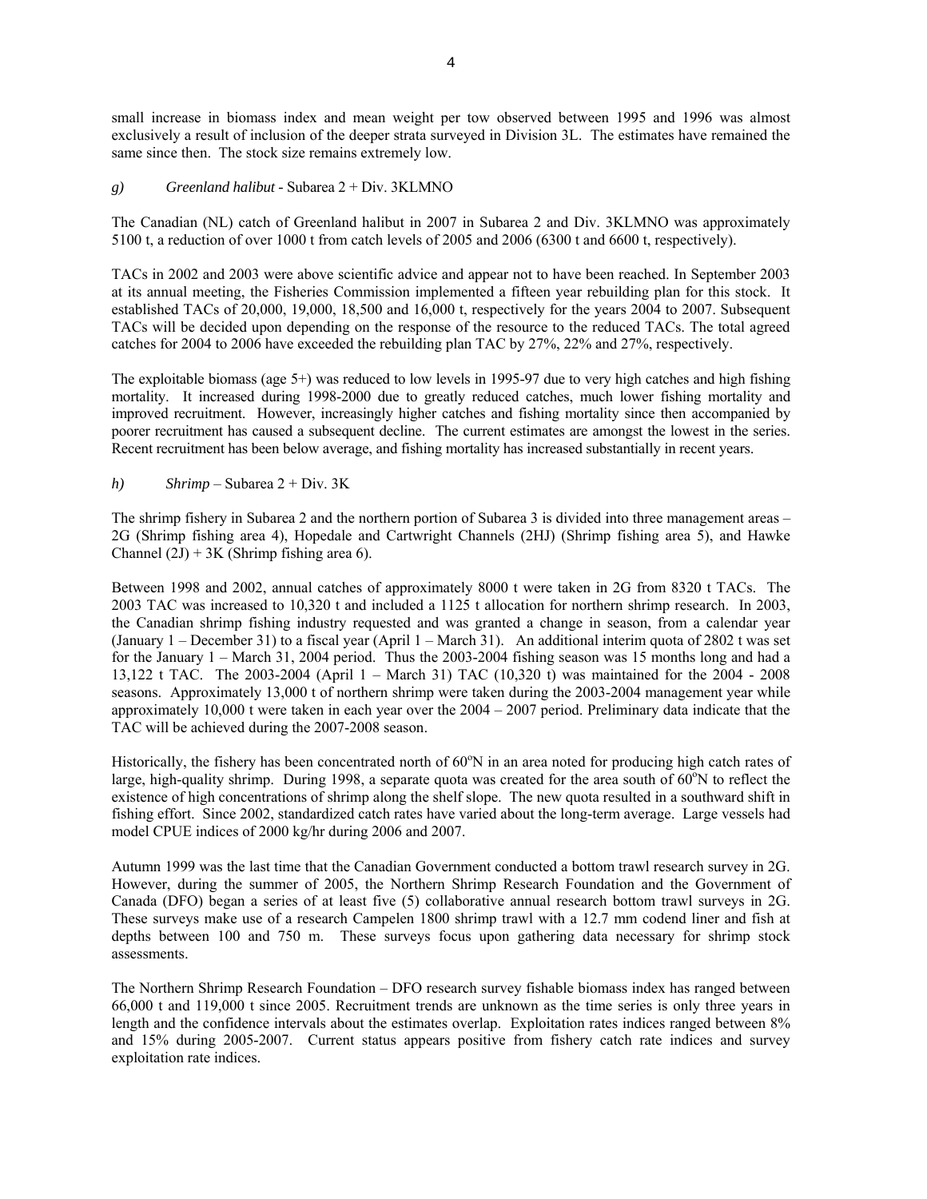small increase in biomass index and mean weight per tow observed between 1995 and 1996 was almost exclusively a result of inclusion of the deeper strata surveyed in Division 3L. The estimates have remained the same since then. The stock size remains extremely low.

*g) Greenland halibut* - Subarea 2 + Div. 3KLMNO

The Canadian (NL) catch of Greenland halibut in 2007 in Subarea 2 and Div. 3KLMNO was approximately 5100 t, a reduction of over 1000 t from catch levels of 2005 and 2006 (6300 t and 6600 t, respectively).

TACs in 2002 and 2003 were above scientific advice and appear not to have been reached. In September 2003 at its annual meeting, the Fisheries Commission implemented a fifteen year rebuilding plan for this stock. It established TACs of 20,000, 19,000, 18,500 and 16,000 t, respectively for the years 2004 to 2007. Subsequent TACs will be decided upon depending on the response of the resource to the reduced TACs. The total agreed catches for 2004 to 2006 have exceeded the rebuilding plan TAC by 27%, 22% and 27%, respectively.

The exploitable biomass (age 5+) was reduced to low levels in 1995-97 due to very high catches and high fishing mortality. It increased during 1998-2000 due to greatly reduced catches, much lower fishing mortality and improved recruitment. However, increasingly higher catches and fishing mortality since then accompanied by poorer recruitment has caused a subsequent decline. The current estimates are amongst the lowest in the series. Recent recruitment has been below average, and fishing mortality has increased substantially in recent years.

*h) Shrimp* – Subarea 2 + Div. 3K

The shrimp fishery in Subarea 2 and the northern portion of Subarea 3 is divided into three management areas – 2G (Shrimp fishing area 4), Hopedale and Cartwright Channels (2HJ) (Shrimp fishing area 5), and Hawke Channel (2J) + 3K (Shrimp fishing area 6).

Between 1998 and 2002, annual catches of approximately 8000 t were taken in 2G from 8320 t TACs. The 2003 TAC was increased to 10,320 t and included a 1125 t allocation for northern shrimp research. In 2003, the Canadian shrimp fishing industry requested and was granted a change in season, from a calendar year (January 1 – December 31) to a fiscal year (April 1 – March 31). An additional interim quota of 2802 t was set for the January 1 – March 31, 2004 period. Thus the 2003-2004 fishing season was 15 months long and had a 13,122 t TAC. The 2003-2004 (April 1 – March 31) TAC (10,320 t) was maintained for the 2004 - 2008 seasons. Approximately 13,000 t of northern shrimp were taken during the 2003-2004 management year while approximately 10,000 t were taken in each year over the 2004 – 2007 period. Preliminary data indicate that the TAC will be achieved during the 2007-2008 season.

Historically, the fishery has been concentrated north of 60°N in an area noted for producing high catch rates of large, high-quality shrimp. During 1998, a separate quota was created for the area south of 60°N to reflect the existence of high concentrations of shrimp along the shelf slope. The new quota resulted in a southward shift in fishing effort. Since 2002, standardized catch rates have varied about the long-term average. Large vessels had model CPUE indices of 2000 kg/hr during 2006 and 2007.

Autumn 1999 was the last time that the Canadian Government conducted a bottom trawl research survey in 2G. However, during the summer of 2005, the Northern Shrimp Research Foundation and the Government of Canada (DFO) began a series of at least five (5) collaborative annual research bottom trawl surveys in 2G. These surveys make use of a research Campelen 1800 shrimp trawl with a 12.7 mm codend liner and fish at depths between 100 and 750 m. These surveys focus upon gathering data necessary for shrimp stock assessments.

The Northern Shrimp Research Foundation – DFO research survey fishable biomass index has ranged between 66,000 t and 119,000 t since 2005. Recruitment trends are unknown as the time series is only three years in length and the confidence intervals about the estimates overlap. Exploitation rates indices ranged between 8% and 15% during 2005-2007. Current status appears positive from fishery catch rate indices and survey exploitation rate indices.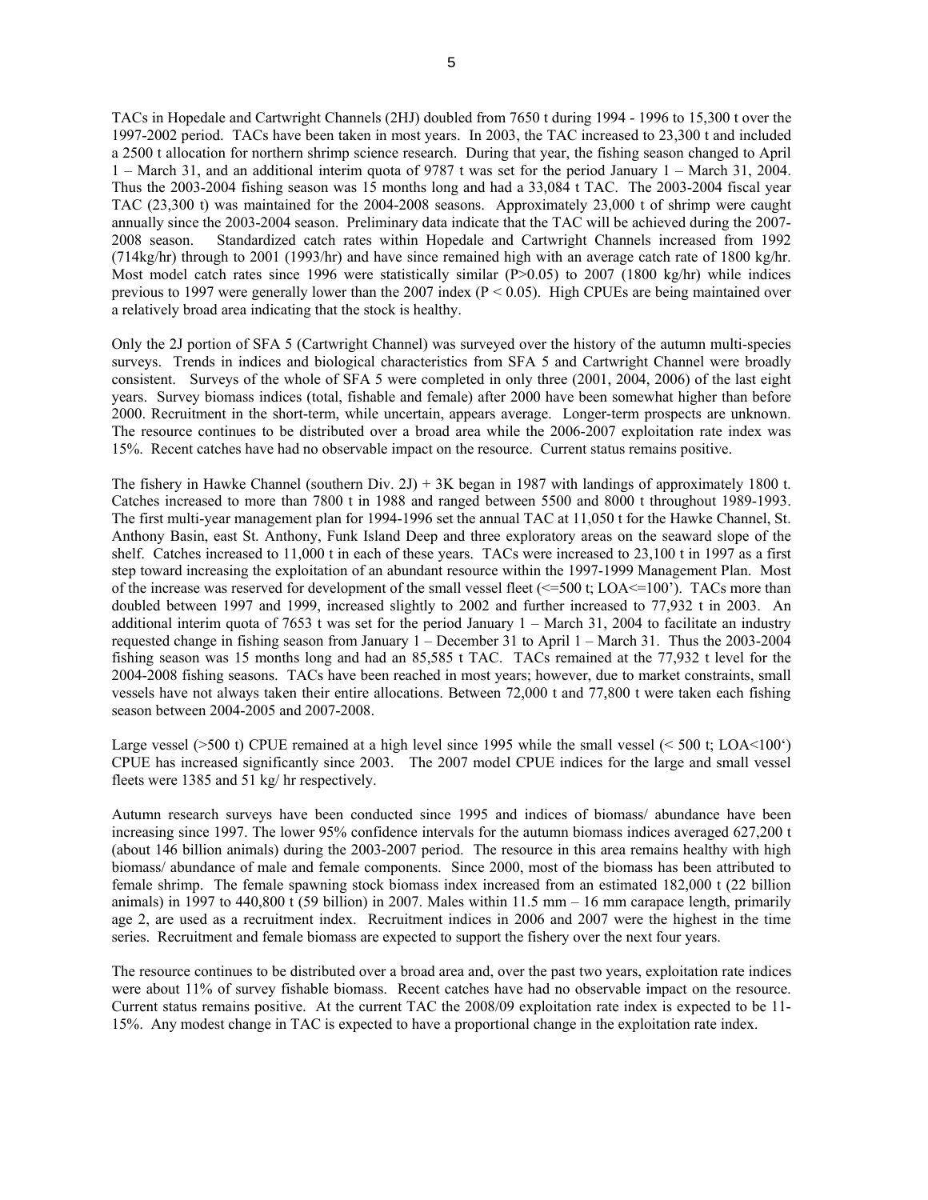TACs in Hopedale and Cartwright Channels (2HJ) doubled from 7650 t during 1994 - 1996 to 15,300 t over the 1997-2002 period. TACs have been taken in most years. In 2003, the TAC increased to 23,300 t and included a 2500 t allocation for northern shrimp science research. During that year, the fishing season changed to April 1 – March 31, and an additional interim quota of 9787 t was set for the period January 1 – March 31, 2004. Thus the 2003-2004 fishing season was 15 months long and had a 33,084 t TAC. The 2003-2004 fiscal year TAC (23,300 t) was maintained for the 2004-2008 seasons. Approximately 23,000 t of shrimp were caught annually since the 2003-2004 season. Preliminary data indicate that the TAC will be achieved during the 2007-2008 season. Standardized catch rates within Hopedale and Cartwright Channels increased from 1992 (714kg/hr) through to 2001 (1993/hr) and have since remained high with an average catch rate of 1800 kg/hr. Most model catch rates since 1996 were statistically similar ($P>0.05$) to 2007 (1800 kg/hr) while indices previous to 1997 were generally lower than the 2007 index ($P < 0.05$). High CPUEs are being maintained over a relatively broad area indicating that the stock is healthy.

Only the 2J portion of SFA 5 (Cartwright Channel) was surveyed over the history of the autumn multi-species surveys. Trends in indices and biological characteristics from SFA 5 and Cartwright Channel were broadly consistent. Surveys of the whole of SFA 5 were completed in only three (2001, 2004, 2006) of the last eight years. Survey biomass indices (total, fishable and female) after 2000 have been somewhat higher than before 2000. Recruitment in the short-term, while uncertain, appears average. Longer-term prospects are unknown. The resource continues to be distributed over a broad area while the 2006-2007 exploitation rate index was 15%. Recent catches have had no observable impact on the resource. Current status remains positive.

The fishery in Hawke Channel (southern Div. 2J) + 3K began in 1987 with landings of approximately 1800 t. Catches increased to more than 7800 t in 1988 and ranged between 5500 and 8000 t throughout 1989-1993. The first multi-year management plan for 1994-1996 set the annual TAC at 11,050 t for the Hawke Channel, St. Anthony Basin, east St. Anthony, Funk Island Deep and three exploratory areas on the seaward slope of the shelf. Catches increased to 11,000 t in each of these years. TACs were increased to 23,100 t in 1997 as a first step toward increasing the exploitation of an abundant resource within the 1997-1999 Management Plan. Most of the increase was reserved for development of the small vessel fleet (<=500 t; LOA<=100'). TACs more than doubled between 1997 and 1999, increased slightly to 2002 and further increased to 77,932 t in 2003. An additional interim quota of 7653 t was set for the period January 1 – March 31, 2004 to facilitate an industry requested change in fishing season from January 1 – December 31 to April 1 – March 31. Thus the 2003-2004 fishing season was 15 months long and had an 85,585 t TAC. TACs remained at the 77,932 t level for the 2004-2008 fishing seasons. TACs have been reached in most years; however, due to market constraints, small vessels have not always taken their entire allocations. Between 72,000 t and 77,800 t were taken each fishing season between 2004-2005 and 2007-2008.

Large vessel (>500 t) CPUE remained at a high level since 1995 while the small vessel (< 500 t; LOA<100') CPUE has increased significantly since 2003. The 2007 model CPUE indices for the large and small vessel fleets were 1385 and 51 kg/ hr respectively.

Autumn research surveys have been conducted since 1995 and indices of biomass/ abundance have been increasing since 1997. The lower 95% confidence intervals for the autumn biomass indices averaged 627,200 t (about 146 billion animals) during the 2003-2007 period. The resource in this area remains healthy with high biomass/ abundance of male and female components. Since 2000, most of the biomass has been attributed to female shrimp. The female spawning stock biomass index increased from an estimated 182,000 t (22 billion animals) in 1997 to 440,800 t (59 billion) in 2007. Males within 11.5 mm – 16 mm carapace length, primarily age 2, are used as a recruitment index. Recruitment indices in 2006 and 2007 were the highest in the time series. Recruitment and female biomass are expected to support the fishery over the next four years.

The resource continues to be distributed over a broad area and, over the past two years, exploitation rate indices were about 11% of survey fishable biomass. Recent catches have had no observable impact on the resource. Current status remains positive. At the current TAC the 2008/09 exploitation rate index is expected to be 11-15%. Any modest change in TAC is expected to have a proportional change in the exploitation rate index.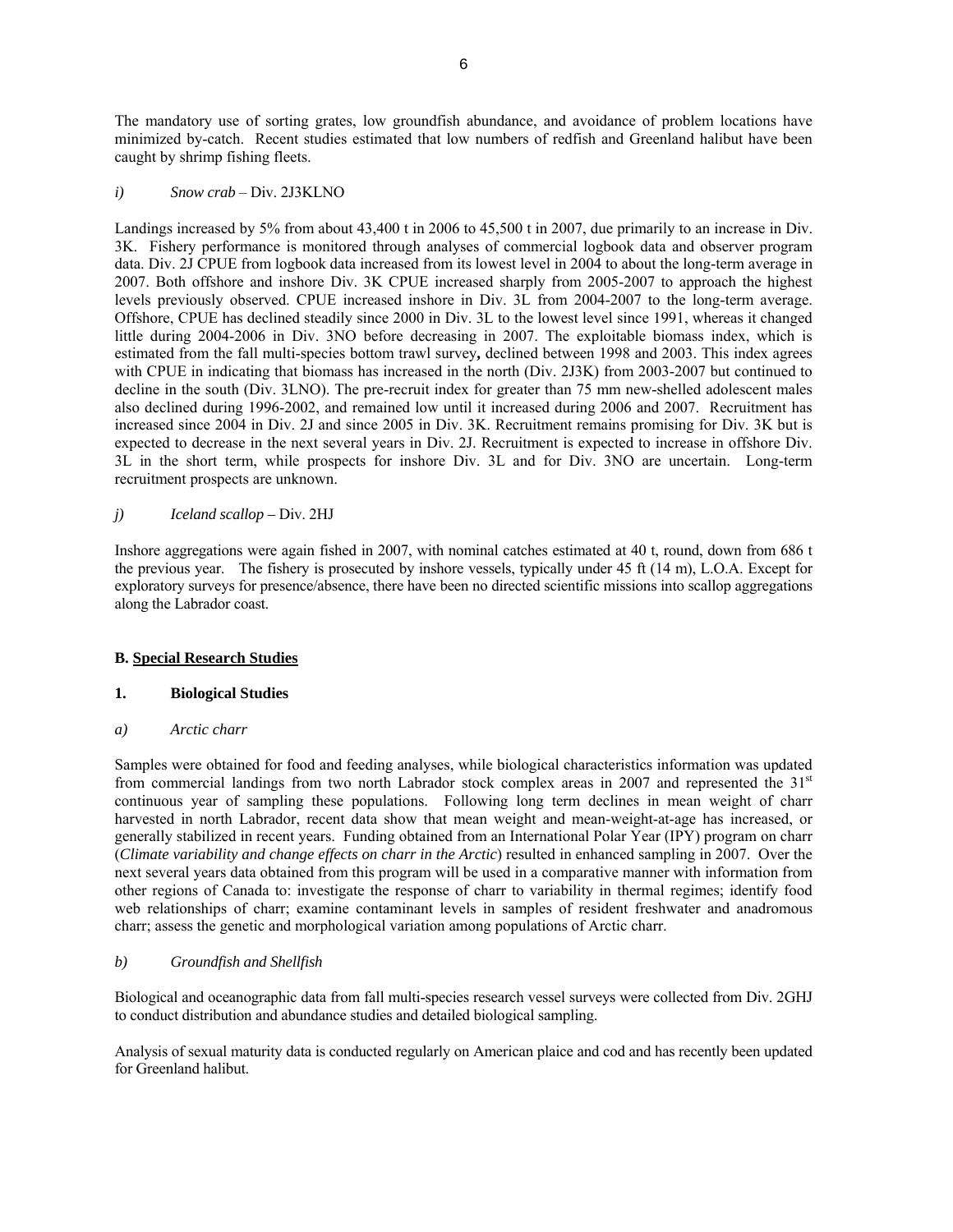The mandatory use of sorting grates, low groundfish abundance, and avoidance of problem locations have minimized by-catch. Recent studies estimated that low numbers of redfish and Greenland halibut have been caught by shrimp fishing fleets.

*i) Snow crab* – Div. 2J3KLNO

Landings increased by 5% from about 43,400 t in 2006 to 45,500 t in 2007, due primarily to an increase in Div. 3K. Fishery performance is monitored through analyses of commercial logbook data and observer program data. Div. 2J CPUE from logbook data increased from its lowest level in 2004 to about the long-term average in 2007. Both offshore and inshore Div. 3K CPUE increased sharply from 2005-2007 to approach the highest levels previously observed. CPUE increased inshore in Div. 3L from 2004-2007 to the long-term average. Offshore, CPUE has declined steadily since 2000 in Div. 3L to the lowest level since 1991, whereas it changed little during 2004-2006 in Div. 3NO before decreasing in 2007. The exploitable biomass index, which is estimated from the fall multi-species bottom trawl survey**,** declined between 1998 and 2003. This index agrees with CPUE in indicating that biomass has increased in the north (Div. 2J3K) from 2003-2007 but continued to decline in the south (Div. 3LNO). The pre-recruit index for greater than 75 mm new-shelled adolescent males also declined during 1996-2002, and remained low until it increased during 2006 and 2007. Recruitment has increased since 2004 in Div. 2J and since 2005 in Div. 3K. Recruitment remains promising for Div. 3K but is expected to decrease in the next several years in Div. 2J. Recruitment is expected to increase in offshore Div. 3L in the short term, while prospects for inshore Div. 3L and for Div. 3NO are uncertain. Long-term recruitment prospects are unknown.

*j) Iceland scallop* – Div. 2HJ

Inshore aggregations were again fished in 2007, with nominal catches estimated at 40 t, round, down from 686 t the previous year. The fishery is prosecuted by inshore vessels, typically under 45 ft (14 m), L.O.A. Except for exploratory surveys for presence/absence, there have been no directed scientific missions into scallop aggregations along the Labrador coast.

## B. Special Research Studies

### 1. Biological Studies

*a) Arctic charr*

Samples were obtained for food and feeding analyses, while biological characteristics information was updated from commercial landings from two north Labrador stock complex areas in 2007 and represented the 31st continuous year of sampling these populations. Following long term declines in mean weight of charr harvested in north Labrador, recent data show that mean weight and mean-weight-at-age has increased, or generally stabilized in recent years. Funding obtained from an International Polar Year (IPY) program on charr (*Climate variability and change effects on charr in the Arctic*) resulted in enhanced sampling in 2007. Over the next several years data obtained from this program will be used in a comparative manner with information from other regions of Canada to: investigate the response of charr to variability in thermal regimes; identify food web relationships of charr; examine contaminant levels in samples of resident freshwater and anadromous charr; assess the genetic and morphological variation among populations of Arctic charr.

*b) Groundfish and Shellfish*

Biological and oceanographic data from fall multi-species research vessel surveys were collected from Div. 2GHJ to conduct distribution and abundance studies and detailed biological sampling.

Analysis of sexual maturity data is conducted regularly on American plaice and cod and has recently been updated for Greenland halibut.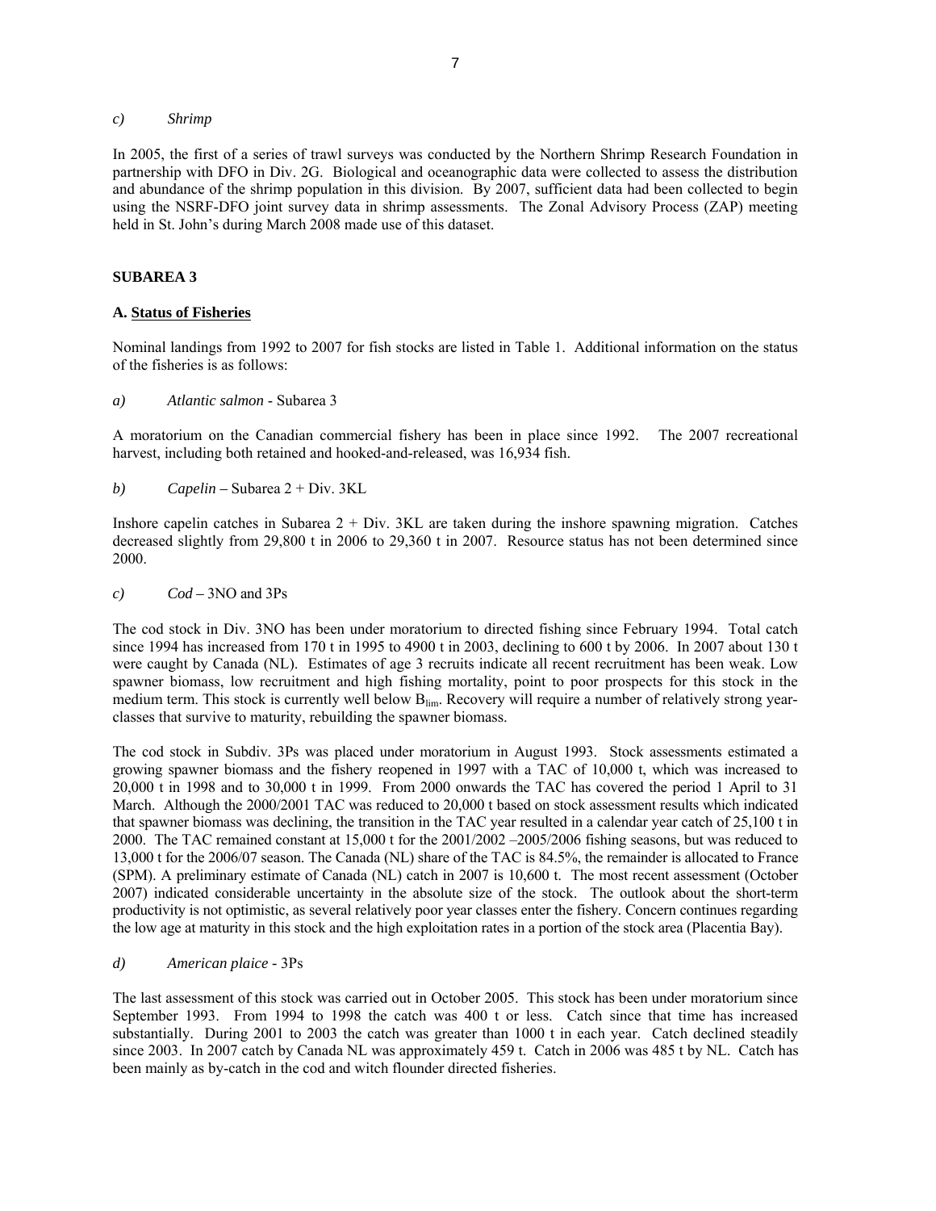*c) Shrimp*

In 2005, the first of a series of trawl surveys was conducted by the Northern Shrimp Research Foundation in partnership with DFO in Div. 2G. Biological and oceanographic data were collected to assess the distribution and abundance of the shrimp population in this division. By 2007, sufficient data had been collected to begin using the NSRF-DFO joint survey data in shrimp assessments. The Zonal Advisory Process (ZAP) meeting held in St. John's during March 2008 made use of this dataset.

## SUBAREA 3

### A. Status of Fisheries

Nominal landings from 1992 to 2007 for fish stocks are listed in Table 1. Additional information on the status of the fisheries is as follows:

*a) Atlantic salmon* - Subarea 3

A moratorium on the Canadian commercial fishery has been in place since 1992. The 2007 recreational harvest, including both retained and hooked-and-released, was 16,934 fish.

*b) Capelin* – Subarea 2 + Div. 3KL

Inshore capelin catches in Subarea 2 + Div. 3KL are taken during the inshore spawning migration. Catches decreased slightly from 29,800 t in 2006 to 29,360 t in 2007. Resource status has not been determined since 2000.

*c) Cod* – 3NO and 3Ps

The cod stock in Div. 3NO has been under moratorium to directed fishing since February 1994. Total catch since 1994 has increased from 170 t in 1995 to 4900 t in 2003, declining to 600 t by 2006. In 2007 about 130 t were caught by Canada (NL). Estimates of age 3 recruits indicate all recent recruitment has been weak. Low spawner biomass, low recruitment and high fishing mortality, point to poor prospects for this stock in the medium term. This stock is currently well below $B_{lim}$. Recovery will require a number of relatively strong year-classes that survive to maturity, rebuilding the spawner biomass.

The cod stock in Subdiv. 3Ps was placed under moratorium in August 1993. Stock assessments estimated a growing spawner biomass and the fishery reopened in 1997 with a TAC of 10,000 t, which was increased to 20,000 t in 1998 and to 30,000 t in 1999. From 2000 onwards the TAC has covered the period 1 April to 31 March. Although the 2000/2001 TAC was reduced to 20,000 t based on stock assessment results which indicated that spawner biomass was declining, the transition in the TAC year resulted in a calendar year catch of 25,100 t in 2000. The TAC remained constant at 15,000 t for the 2001/2002 –2005/2006 fishing seasons, but was reduced to 13,000 t for the 2006/07 season. The Canada (NL) share of the TAC is 84.5%, the remainder is allocated to France (SPM). A preliminary estimate of Canada (NL) catch in 2007 is 10,600 t. The most recent assessment (October 2007) indicated considerable uncertainty in the absolute size of the stock. The outlook about the short-term productivity is not optimistic, as several relatively poor year classes enter the fishery. Concern continues regarding the low age at maturity in this stock and the high exploitation rates in a portion of the stock area (Placentia Bay).

*d) American plaice* - 3Ps

The last assessment of this stock was carried out in October 2005. This stock has been under moratorium since September 1993. From 1994 to 1998 the catch was 400 t or less. Catch since that time has increased substantially. During 2001 to 2003 the catch was greater than 1000 t in each year. Catch declined steadily since 2003. In 2007 catch by Canada NL was approximately 459 t. Catch in 2006 was 485 t by NL. Catch has been mainly as by-catch in the cod and witch flounder directed fisheries.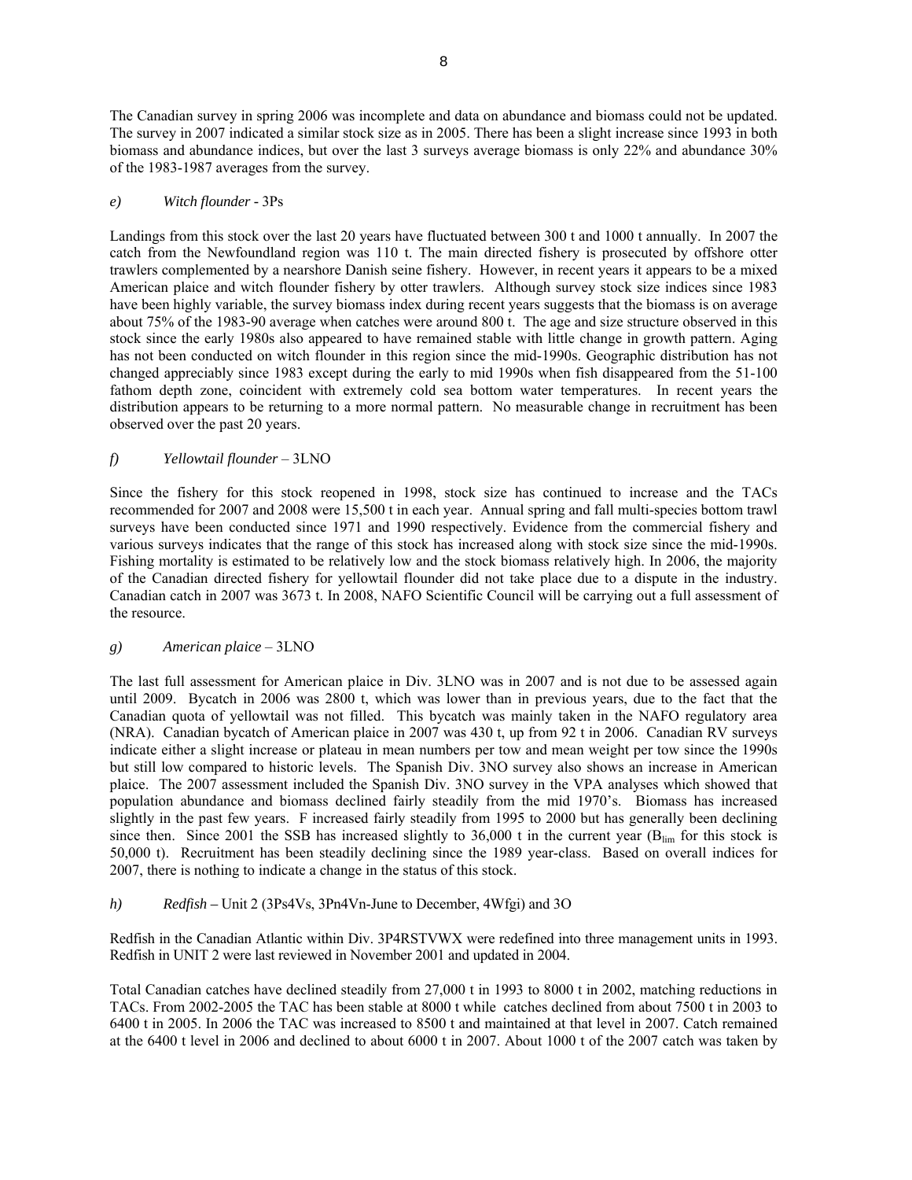The Canadian survey in spring 2006 was incomplete and data on abundance and biomass could not be updated. The survey in 2007 indicated a similar stock size as in 2005. There has been a slight increase since 1993 in both biomass and abundance indices, but over the last 3 surveys average biomass is only 22% and abundance 30% of the 1983-1987 averages from the survey.

### e) *Witch flounder* - 3Ps

Landings from this stock over the last 20 years have fluctuated between 300 t and 1000 t annually. In 2007 the catch from the Newfoundland region was 110 t. The main directed fishery is prosecuted by offshore otter trawlers complemented by a nearshore Danish seine fishery. However, in recent years it appears to be a mixed American plaice and witch flounder fishery by otter trawlers. Although survey stock size indices since 1983 have been highly variable, the survey biomass index during recent years suggests that the biomass is on average about 75% of the 1983-90 average when catches were around 800 t. The age and size structure observed in this stock since the early 1980s also appeared to have remained stable with little change in growth pattern. Aging has not been conducted on witch flounder in this region since the mid-1990s. Geographic distribution has not changed appreciably since 1983 except during the early to mid 1990s when fish disappeared from the 51-100 fathom depth zone, coincident with extremely cold sea bottom water temperatures. In recent years the distribution appears to be returning to a more normal pattern. No measurable change in recruitment has been observed over the past 20 years.

### f) *Yellowtail flounder* – 3LNO

Since the fishery for this stock reopened in 1998, stock size has continued to increase and the TACs recommended for 2007 and 2008 were 15,500 t in each year. Annual spring and fall multi-species bottom trawl surveys have been conducted since 1971 and 1990 respectively. Evidence from the commercial fishery and various surveys indicates that the range of this stock has increased along with stock size since the mid-1990s. Fishing mortality is estimated to be relatively low and the stock biomass relatively high. In 2006, the majority of the Canadian directed fishery for yellowtail flounder did not take place due to a dispute in the industry. Canadian catch in 2007 was 3673 t. In 2008, NAFO Scientific Council will be carrying out a full assessment of the resource.

### g) *American plaice* – 3LNO

The last full assessment for American plaice in Div. 3LNO was in 2007 and is not due to be assessed again until 2009. Bycatch in 2006 was 2800 t, which was lower than in previous years, due to the fact that the Canadian quota of yellowtail was not filled. This bycatch was mainly taken in the NAFO regulatory area (NRA). Canadian bycatch of American plaice in 2007 was 430 t, up from 92 t in 2006. Canadian RV surveys indicate either a slight increase or plateau in mean numbers per tow and mean weight per tow since the 1990s but still low compared to historic levels. The Spanish Div. 3NO survey also shows an increase in American plaice. The 2007 assessment included the Spanish Div. 3NO survey in the VPA analyses which showed that population abundance and biomass declined fairly steadily from the mid 1970's. Biomass has increased slightly in the past few years. F increased fairly steadily from 1995 to 2000 but has generally been declining since then. Since 2001 the SSB has increased slightly to 36,000 t in the current year ($B_{lim}$ for this stock is 50,000 t). Recruitment has been steadily declining since the 1989 year-class. Based on overall indices for 2007, there is nothing to indicate a change in the status of this stock.

### h) *Redfish* – Unit 2 (3Ps4Vs, 3Pn4Vn-June to December, 4Wfgi) and 3O

Redfish in the Canadian Atlantic within Div. 3P4RSTVWX were redefined into three management units in 1993. Redfish in UNIT 2 were last reviewed in November 2001 and updated in 2004.

Total Canadian catches have declined steadily from 27,000 t in 1993 to 8000 t in 2002, matching reductions in TACs. From 2002-2005 the TAC has been stable at 8000 t while catches declined from about 7500 t in 2003 to 6400 t in 2005. In 2006 the TAC was increased to 8500 t and maintained at that level in 2007. Catch remained at the 6400 t level in 2006 and declined to about 6000 t in 2007. About 1000 t of the 2007 catch was taken by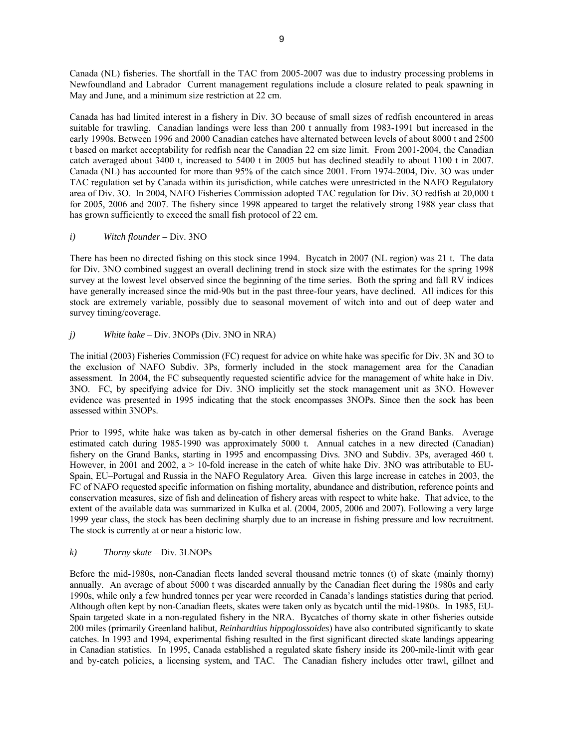Canada (NL) fisheries. The shortfall in the TAC from 2005-2007 was due to industry processing problems in Newfoundland and Labrador Current management regulations include a closure related to peak spawning in May and June, and a minimum size restriction at 22 cm.

Canada has had limited interest in a fishery in Div. 3O because of small sizes of redfish encountered in areas suitable for trawling. Canadian landings were less than 200 t annually from 1983-1991 but increased in the early 1990s. Between 1996 and 2000 Canadian catches have alternated between levels of about 8000 t and 2500 t based on market acceptability for redfish near the Canadian 22 cm size limit. From 2001-2004, the Canadian catch averaged about 3400 t, increased to 5400 t in 2005 but has declined steadily to about 1100 t in 2007. Canada (NL) has accounted for more than 95% of the catch since 2001. From 1974-2004, Div. 3O was under TAC regulation set by Canada within its jurisdiction, while catches were unrestricted in the NAFO Regulatory area of Div. 3O. In 2004, NAFO Fisheries Commission adopted TAC regulation for Div. 3O redfish at 20,000 t for 2005, 2006 and 2007. The fishery since 1998 appeared to target the relatively strong 1988 year class that has grown sufficiently to exceed the small fish protocol of 22 cm.

*i)* *Witch flounder* – Div. 3NO

There has been no directed fishing on this stock since 1994. Bycatch in 2007 (NL region) was 21 t. The data for Div. 3NO combined suggest an overall declining trend in stock size with the estimates for the spring 1998 survey at the lowest level observed since the beginning of the time series. Both the spring and fall RV indices have generally increased since the mid-90s but in the past three-four years, have declined. All indices for this stock are extremely variable, possibly due to seasonal movement of witch into and out of deep water and survey timing/coverage.

*j)* *White hake* – Div. 3NOPs (Div. 3NO in NRA)

The initial (2003) Fisheries Commission (FC) request for advice on white hake was specific for Div. 3N and 3O to the exclusion of NAFO Subdiv. 3Ps, formerly included in the stock management area for the Canadian assessment. In 2004, the FC subsequently requested scientific advice for the management of white hake in Div. 3NO. FC, by specifying advice for Div. 3NO implicitly set the stock management unit as 3NO. However evidence was presented in 1995 indicating that the stock encompasses 3NOPs. Since then the sock has been assessed within 3NOPs.

Prior to 1995, white hake was taken as by-catch in other demersal fisheries on the Grand Banks. Average estimated catch during 1985-1990 was approximately 5000 t. Annual catches in a new directed (Canadian) fishery on the Grand Banks, starting in 1995 and encompassing Divs. 3NO and Subdiv. 3Ps, averaged 460 t. However, in 2001 and 2002, a > 10-fold increase in the catch of white hake Div. 3NO was attributable to EU-Spain, EU–Portugal and Russia in the NAFO Regulatory Area. Given this large increase in catches in 2003, the FC of NAFO requested specific information on fishing mortality, abundance and distribution, reference points and conservation measures, size of fish and delineation of fishery areas with respect to white hake. That advice, to the extent of the available data was summarized in Kulka et al. (2004, 2005, 2006 and 2007). Following a very large 1999 year class, the stock has been declining sharply due to an increase in fishing pressure and low recruitment. The stock is currently at or near a historic low.

*k)* *Thorny skate* – Div. 3LNOPs

Before the mid-1980s, non-Canadian fleets landed several thousand metric tonnes (t) of skate (mainly thorny) annually. An average of about 5000 t was discarded annually by the Canadian fleet during the 1980s and early 1990s, while only a few hundred tonnes per year were recorded in Canada's landings statistics during that period. Although often kept by non-Canadian fleets, skates were taken only as bycatch until the mid-1980s. In 1985, EU-Spain targeted skate in a non-regulated fishery in the NRA. Bycatches of thorny skate in other fisheries outside 200 miles (primarily Greenland halibut, *Reinhardtius hippoglossoides*) have also contributed significantly to skate catches. In 1993 and 1994, experimental fishing resulted in the first significant directed skate landings appearing in Canadian statistics. In 1995, Canada established a regulated skate fishery inside its 200-mile-limit with gear and by-catch policies, a licensing system, and TAC. The Canadian fishery includes otter trawl, gillnet and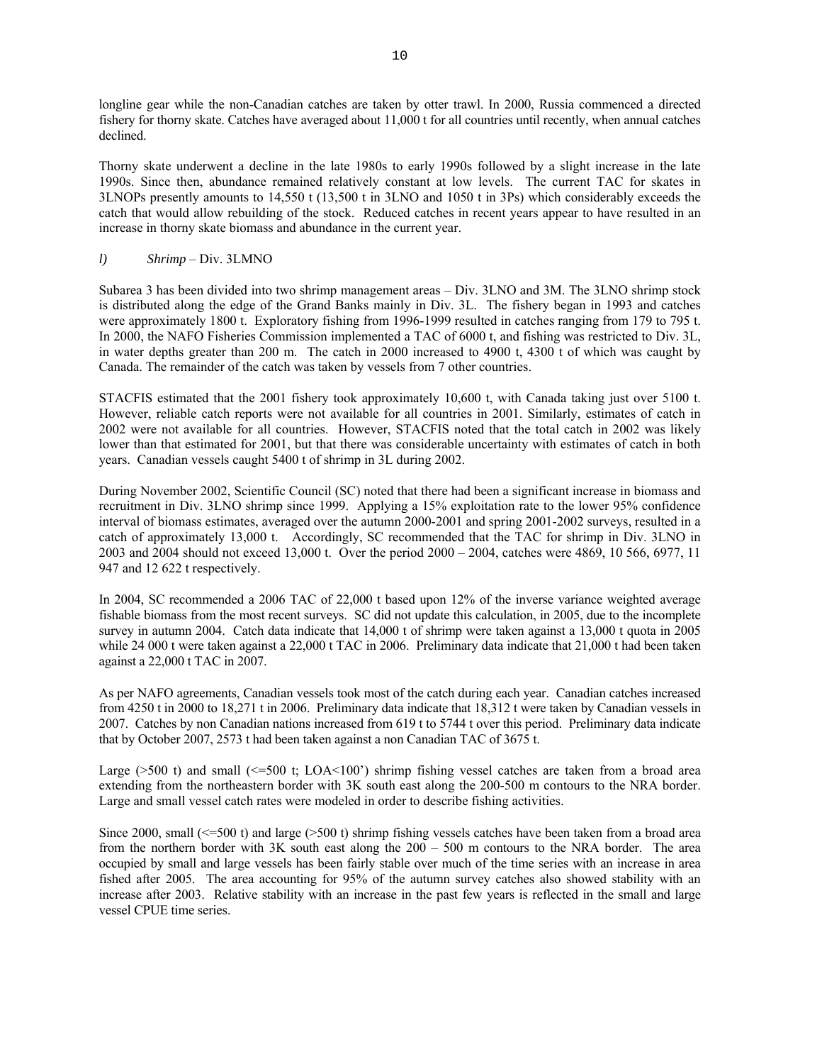longline gear while the non-Canadian catches are taken by otter trawl. In 2000, Russia commenced a directed fishery for thorny skate. Catches have averaged about 11,000 t for all countries until recently, when annual catches declined.

Thorny skate underwent a decline in the late 1980s to early 1990s followed by a slight increase in the late 1990s. Since then, abundance remained relatively constant at low levels. The current TAC for skates in 3LNOPs presently amounts to 14,550 t (13,500 t in 3LNO and 1050 t in 3Ps) which considerably exceeds the catch that would allow rebuilding of the stock. Reduced catches in recent years appear to have resulted in an increase in thorny skate biomass and abundance in the current year.

*l)* *Shrimp* – Div. 3LMNO

Subarea 3 has been divided into two shrimp management areas – Div. 3LNO and 3M. The 3LNO shrimp stock is distributed along the edge of the Grand Banks mainly in Div. 3L. The fishery began in 1993 and catches were approximately 1800 t. Exploratory fishing from 1996-1999 resulted in catches ranging from 179 to 795 t. In 2000, the NAFO Fisheries Commission implemented a TAC of 6000 t, and fishing was restricted to Div. 3L, in water depths greater than 200 m. The catch in 2000 increased to 4900 t, 4300 t of which was caught by Canada. The remainder of the catch was taken by vessels from 7 other countries.

STACFIS estimated that the 2001 fishery took approximately 10,600 t, with Canada taking just over 5100 t. However, reliable catch reports were not available for all countries in 2001. Similarly, estimates of catch in 2002 were not available for all countries. However, STACFIS noted that the total catch in 2002 was likely lower than that estimated for 2001, but that there was considerable uncertainty with estimates of catch in both years. Canadian vessels caught 5400 t of shrimp in 3L during 2002.

During November 2002, Scientific Council (SC) noted that there had been a significant increase in biomass and recruitment in Div. 3LNO shrimp since 1999. Applying a 15% exploitation rate to the lower 95% confidence interval of biomass estimates, averaged over the autumn 2000-2001 and spring 2001-2002 surveys, resulted in a catch of approximately 13,000 t. Accordingly, SC recommended that the TAC for shrimp in Div. 3LNO in 2003 and 2004 should not exceed 13,000 t. Over the period 2000 – 2004, catches were 4869, 10 566, 6977, 11 947 and 12 622 t respectively.

In 2004, SC recommended a 2006 TAC of 22,000 t based upon 12% of the inverse variance weighted average fishable biomass from the most recent surveys. SC did not update this calculation, in 2005, due to the incomplete survey in autumn 2004. Catch data indicate that 14,000 t of shrimp were taken against a 13,000 t quota in 2005 while 24 000 t were taken against a 22,000 t TAC in 2006. Preliminary data indicate that 21,000 t had been taken against a 22,000 t TAC in 2007.

As per NAFO agreements, Canadian vessels took most of the catch during each year. Canadian catches increased from 4250 t in 2000 to 18,271 t in 2006. Preliminary data indicate that 18,312 t were taken by Canadian vessels in 2007. Catches by non Canadian nations increased from 619 t to 5744 t over this period. Preliminary data indicate that by October 2007, 2573 t had been taken against a non Canadian TAC of 3675 t.

Large (>500 t) and small (<=500 t; LOA<100') shrimp fishing vessel catches are taken from a broad area extending from the northeastern border with 3K south east along the 200-500 m contours to the NRA border. Large and small vessel catch rates were modeled in order to describe fishing activities.

Since 2000, small (<=500 t) and large (>500 t) shrimp fishing vessels catches have been taken from a broad area from the northern border with 3K south east along the 200 – 500 m contours to the NRA border. The area occupied by small and large vessels has been fairly stable over much of the time series with an increase in area fished after 2005. The area accounting for 95% of the autumn survey catches also showed stability with an increase after 2003. Relative stability with an increase in the past few years is reflected in the small and large vessel CPUE time series.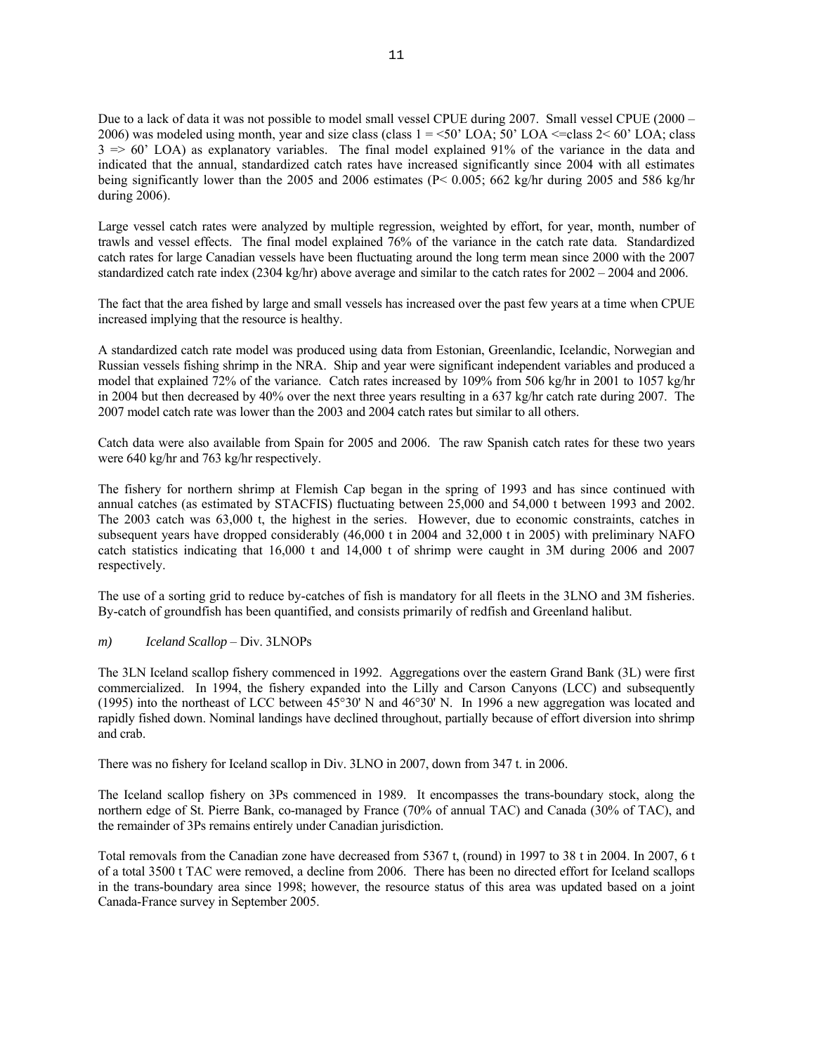Due to a lack of data it was not possible to model small vessel CPUE during 2007. Small vessel CPUE (2000 – 2006) was modeled using month, year and size class (class 1 = <50' LOA; 50' LOA <=class 2< 60' LOA; class 3 => 60' LOA) as explanatory variables. The final model explained 91% of the variance in the data and indicated that the annual, standardized catch rates have increased significantly since 2004 with all estimates being significantly lower than the 2005 and 2006 estimates ($P < 0.005$; 662 kg/hr during 2005 and 586 kg/hr during 2006).

Large vessel catch rates were analyzed by multiple regression, weighted by effort, for year, month, number of trawls and vessel effects. The final model explained 76% of the variance in the catch rate data. Standardized catch rates for large Canadian vessels have been fluctuating around the long term mean since 2000 with the 2007 standardized catch rate index (2304 kg/hr) above average and similar to the catch rates for 2002 – 2004 and 2006.

The fact that the area fished by large and small vessels has increased over the past few years at a time when CPUE increased implying that the resource is healthy.

A standardized catch rate model was produced using data from Estonian, Greenlandic, Icelandic, Norwegian and Russian vessels fishing shrimp in the NRA. Ship and year were significant independent variables and produced a model that explained 72% of the variance. Catch rates increased by 109% from 506 kg/hr in 2001 to 1057 kg/hr in 2004 but then decreased by 40% over the next three years resulting in a 637 kg/hr catch rate during 2007. The 2007 model catch rate was lower than the 2003 and 2004 catch rates but similar to all others.

Catch data were also available from Spain for 2005 and 2006. The raw Spanish catch rates for these two years were 640 kg/hr and 763 kg/hr respectively.

The fishery for northern shrimp at Flemish Cap began in the spring of 1993 and has since continued with annual catches (as estimated by STACFIS) fluctuating between 25,000 and 54,000 t between 1993 and 2002. The 2003 catch was 63,000 t, the highest in the series. However, due to economic constraints, catches in subsequent years have dropped considerably (46,000 t in 2004 and 32,000 t in 2005) with preliminary NAFO catch statistics indicating that 16,000 t and 14,000 t of shrimp were caught in 3M during 2006 and 2007 respectively.

The use of a sorting grid to reduce by-catches of fish is mandatory for all fleets in the 3LNO and 3M fisheries. By-catch of groundfish has been quantified, and consists primarily of redfish and Greenland halibut.

*m) Iceland Scallop* – Div. 3LNOPs

The 3LN Iceland scallop fishery commenced in 1992. Aggregations over the eastern Grand Bank (3L) were first commercialized. In 1994, the fishery expanded into the Lilly and Carson Canyons (LCC) and subsequently (1995) into the northeast of LCC between 45°30' N and 46°30' N. In 1996 a new aggregation was located and rapidly fished down. Nominal landings have declined throughout, partially because of effort diversion into shrimp and crab.

There was no fishery for Iceland scallop in Div. 3LNO in 2007, down from 347 t. in 2006.

The Iceland scallop fishery on 3Ps commenced in 1989. It encompasses the trans-boundary stock, along the northern edge of St. Pierre Bank, co-managed by France (70% of annual TAC) and Canada (30% of TAC), and the remainder of 3Ps remains entirely under Canadian jurisdiction.

Total removals from the Canadian zone have decreased from 5367 t, (round) in 1997 to 38 t in 2004. In 2007, 6 t of a total 3500 t TAC were removed, a decline from 2006. There has been no directed effort for Iceland scallops in the trans-boundary area since 1998; however, the resource status of this area was updated based on a joint Canada-France survey in September 2005.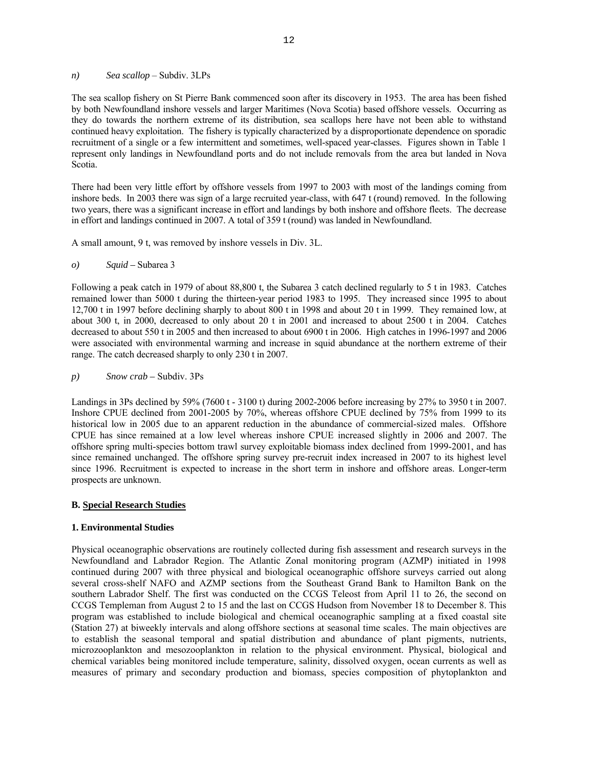*n) Sea scallop* – Subdiv. 3LPs

The sea scallop fishery on St Pierre Bank commenced soon after its discovery in 1953. The area has been fished by both Newfoundland inshore vessels and larger Maritimes (Nova Scotia) based offshore vessels. Occurring as they do towards the northern extreme of its distribution, sea scallops here have not been able to withstand continued heavy exploitation. The fishery is typically characterized by a disproportionate dependence on sporadic recruitment of a single or a few intermittent and sometimes, well-spaced year-classes. Figures shown in Table 1 represent only landings in Newfoundland ports and do not include removals from the area but landed in Nova Scotia.

There had been very little effort by offshore vessels from 1997 to 2003 with most of the landings coming from inshore beds. In 2003 there was sign of a large recruited year-class, with 647 t (round) removed. In the following two years, there was a significant increase in effort and landings by both inshore and offshore fleets. The decrease in effort and landings continued in 2007. A total of 359 t (round) was landed in Newfoundland.

A small amount, 9 t, was removed by inshore vessels in Div. 3L.

*o) Squid* – Subarea 3

Following a peak catch in 1979 of about 88,800 t, the Subarea 3 catch declined regularly to 5 t in 1983. Catches remained lower than 5000 t during the thirteen-year period 1983 to 1995. They increased since 1995 to about 12,700 t in 1997 before declining sharply to about 800 t in 1998 and about 20 t in 1999. They remained low, at about 300 t, in 2000, decreased to only about 20 t in 2001 and increased to about 2500 t in 2004. Catches decreased to about 550 t in 2005 and then increased to about 6900 t in 2006. High catches in 1996-1997 and 2006 were associated with environmental warming and increase in squid abundance at the northern extreme of their range. The catch decreased sharply to only 230 t in 2007.

*p) Snow crab* – Subdiv. 3Ps

Landings in 3Ps declined by 59% (7600 t - 3100 t) during 2002-2006 before increasing by 27% to 3950 t in 2007. Inshore CPUE declined from 2001-2005 by 70%, whereas offshore CPUE declined by 75% from 1999 to its historical low in 2005 due to an apparent reduction in the abundance of commercial-sized males. Offshore CPUE has since remained at a low level whereas inshore CPUE increased slightly in 2006 and 2007. The offshore spring multi-species bottom trawl survey exploitable biomass index declined from 1999-2001, and has since remained unchanged. The offshore spring survey pre-recruit index increased in 2007 to its highest level since 1996. Recruitment is expected to increase in the short term in inshore and offshore areas. Longer-term prospects are unknown.

## B. Special Research Studies

### 1. Environmental Studies

Physical oceanographic observations are routinely collected during fish assessment and research surveys in the Newfoundland and Labrador Region. The Atlantic Zonal monitoring program (AZMP) initiated in 1998 continued during 2007 with three physical and biological oceanographic offshore surveys carried out along several cross-shelf NAFO and AZMP sections from the Southeast Grand Bank to Hamilton Bank on the southern Labrador Shelf. The first was conducted on the CCGS Teleost from April 11 to 26, the second on CCGS Templeman from August 2 to 15 and the last on CCGS Hudson from November 18 to December 8. This program was established to include biological and chemical oceanographic sampling at a fixed coastal site (Station 27) at biweekly intervals and along offshore sections at seasonal time scales. The main objectives are to establish the seasonal temporal and spatial distribution and abundance of plant pigments, nutrients, microzooplankton and mesozooplankton in relation to the physical environment. Physical, biological and chemical variables being monitored include temperature, salinity, dissolved oxygen, ocean currents as well as measures of primary and secondary production and biomass, species composition of phytoplankton and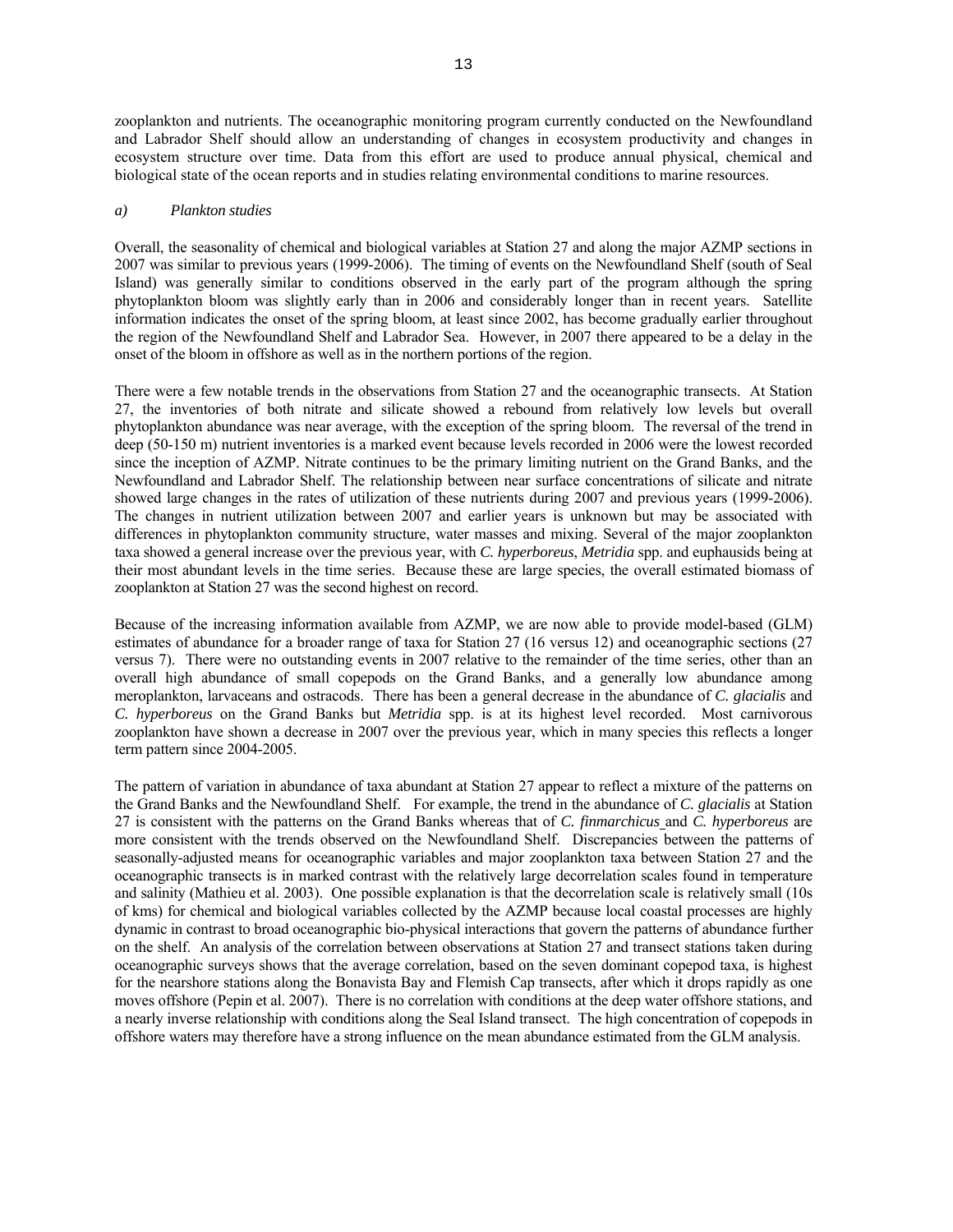zooplankton and nutrients. The oceanographic monitoring program currently conducted on the Newfoundland and Labrador Shelf should allow an understanding of changes in ecosystem productivity and changes in ecosystem structure over time. Data from this effort are used to produce annual physical, chemical and biological state of the ocean reports and in studies relating environmental conditions to marine resources.

*a) Plankton studies*

Overall, the seasonality of chemical and biological variables at Station 27 and along the major AZMP sections in 2007 was similar to previous years (1999-2006). The timing of events on the Newfoundland Shelf (south of Seal Island) was generally similar to conditions observed in the early part of the program although the spring phytoplankton bloom was slightly early than in 2006 and considerably longer than in recent years. Satellite information indicates the onset of the spring bloom, at least since 2002, has become gradually earlier throughout the region of the Newfoundland Shelf and Labrador Sea. However, in 2007 there appeared to be a delay in the onset of the bloom in offshore as well as in the northern portions of the region.

There were a few notable trends in the observations from Station 27 and the oceanographic transects. At Station 27, the inventories of both nitrate and silicate showed a rebound from relatively low levels but overall phytoplankton abundance was near average, with the exception of the spring bloom. The reversal of the trend in deep (50-150 m) nutrient inventories is a marked event because levels recorded in 2006 were the lowest recorded since the inception of AZMP. Nitrate continues to be the primary limiting nutrient on the Grand Banks, and the Newfoundland and Labrador Shelf. The relationship between near surface concentrations of silicate and nitrate showed large changes in the rates of utilization of these nutrients during 2007 and previous years (1999-2006). The changes in nutrient utilization between 2007 and earlier years is unknown but may be associated with differences in phytoplankton community structure, water masses and mixing. Several of the major zooplankton taxa showed a general increase over the previous year, with *C. hyperboreus*, *Metridia* spp. and euphausids being at their most abundant levels in the time series. Because these are large species, the overall estimated biomass of zooplankton at Station 27 was the second highest on record.

Because of the increasing information available from AZMP, we are now able to provide model-based (GLM) estimates of abundance for a broader range of taxa for Station 27 (16 versus 12) and oceanographic sections (27 versus 7). There were no outstanding events in 2007 relative to the remainder of the time series, other than an overall high abundance of small copepods on the Grand Banks, and a generally low abundance among meroplankton, larvaceans and ostracods. There has been a general decrease in the abundance of *C. glacialis* and *C. hyperboreus* on the Grand Banks but *Metridia* spp. is at its highest level recorded. Most carnivorous zooplankton have shown a decrease in 2007 over the previous year, which in many species this reflects a longer term pattern since 2004-2005.

The pattern of variation in abundance of taxa abundant at Station 27 appear to reflect a mixture of the patterns on the Grand Banks and the Newfoundland Shelf. For example, the trend in the abundance of *C. glacialis* at Station 27 is consistent with the patterns on the Grand Banks whereas that of *C. finmarchicus* and *C. hyperboreus* are more consistent with the trends observed on the Newfoundland Shelf. Discrepancies between the patterns of seasonally-adjusted means for oceanographic variables and major zooplankton taxa between Station 27 and the oceanographic transects is in marked contrast with the relatively large decorrelation scales found in temperature and salinity (Mathieu et al. 2003). One possible explanation is that the decorrelation scale is relatively small (10s of kms) for chemical and biological variables collected by the AZMP because local coastal processes are highly dynamic in contrast to broad oceanographic bio-physical interactions that govern the patterns of abundance further on the shelf. An analysis of the correlation between observations at Station 27 and transect stations taken during oceanographic surveys shows that the average correlation, based on the seven dominant copepod taxa, is highest for the nearshore stations along the Bonavista Bay and Flemish Cap transects, after which it drops rapidly as one moves offshore (Pepin et al. 2007). There is no correlation with conditions at the deep water offshore stations, and a nearly inverse relationship with conditions along the Seal Island transect. The high concentration of copepods in offshore waters may therefore have a strong influence on the mean abundance estimated from the GLM analysis.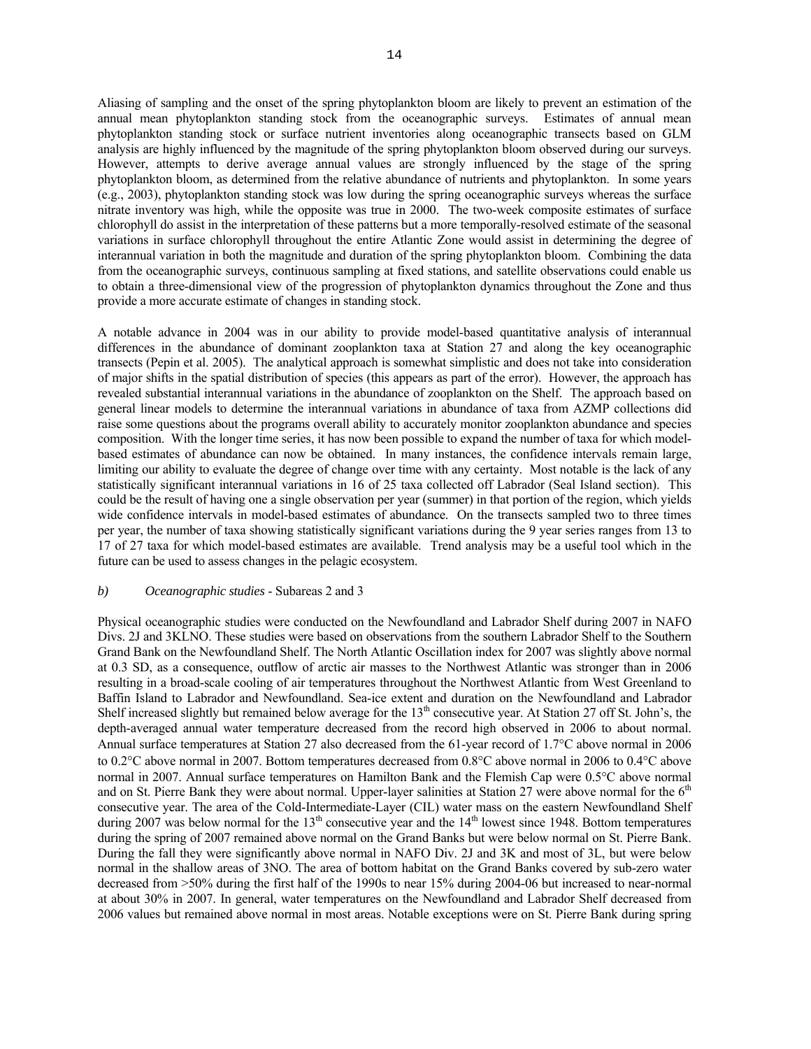Aliasing of sampling and the onset of the spring phytoplankton bloom are likely to prevent an estimation of the annual mean phytoplankton standing stock from the oceanographic surveys. Estimates of annual mean phytoplankton standing stock or surface nutrient inventories along oceanographic transects based on GLM analysis are highly influenced by the magnitude of the spring phytoplankton bloom observed during our surveys. However, attempts to derive average annual values are strongly influenced by the stage of the spring phytoplankton bloom, as determined from the relative abundance of nutrients and phytoplankton. In some years (e.g., 2003), phytoplankton standing stock was low during the spring oceanographic surveys whereas the surface nitrate inventory was high, while the opposite was true in 2000. The two-week composite estimates of surface chlorophyll do assist in the interpretation of these patterns but a more temporally-resolved estimate of the seasonal variations in surface chlorophyll throughout the entire Atlantic Zone would assist in determining the degree of interannual variation in both the magnitude and duration of the spring phytoplankton bloom. Combining the data from the oceanographic surveys, continuous sampling at fixed stations, and satellite observations could enable us to obtain a three-dimensional view of the progression of phytoplankton dynamics throughout the Zone and thus provide a more accurate estimate of changes in standing stock.

A notable advance in 2004 was in our ability to provide model-based quantitative analysis of interannual differences in the abundance of dominant zooplankton taxa at Station 27 and along the key oceanographic transects (Pepin et al. 2005). The analytical approach is somewhat simplistic and does not take into consideration of major shifts in the spatial distribution of species (this appears as part of the error). However, the approach has revealed substantial interannual variations in the abundance of zooplankton on the Shelf. The approach based on general linear models to determine the interannual variations in abundance of taxa from AZMP collections did raise some questions about the programs overall ability to accurately monitor zooplankton abundance and species composition. With the longer time series, it has now been possible to expand the number of taxa for which model-based estimates of abundance can now be obtained. In many instances, the confidence intervals remain large, limiting our ability to evaluate the degree of change over time with any certainty. Most notable is the lack of any statistically significant interannual variations in 16 of 25 taxa collected off Labrador (Seal Island section). This could be the result of having one a single observation per year (summer) in that portion of the region, which yields wide confidence intervals in model-based estimates of abundance. On the transects sampled two to three times per year, the number of taxa showing statistically significant variations during the 9 year series ranges from 13 to 17 of 27 taxa for which model-based estimates are available. Trend analysis may be a useful tool which in the future can be used to assess changes in the pelagic ecosystem.

*b) Oceanographic studies* - Subareas 2 and 3

Physical oceanographic studies were conducted on the Newfoundland and Labrador Shelf during 2007 in NAFO Divs. 2J and 3KLNO. These studies were based on observations from the southern Labrador Shelf to the Southern Grand Bank on the Newfoundland Shelf. The North Atlantic Oscillation index for 2007 was slightly above normal at 0.3 SD, as a consequence, outflow of arctic air masses to the Northwest Atlantic was stronger than in 2006 resulting in a broad-scale cooling of air temperatures throughout the Northwest Atlantic from West Greenland to Baffin Island to Labrador and Newfoundland. Sea-ice extent and duration on the Newfoundland and Labrador Shelf increased slightly but remained below average for the 13th consecutive year. At Station 27 off St. John's, the depth-averaged annual water temperature decreased from the record high observed in 2006 to about normal. Annual surface temperatures at Station 27 also decreased from the 61-year record of 1.7°C above normal in 2006 to 0.2°C above normal in 2007. Bottom temperatures decreased from 0.8°C above normal in 2006 to 0.4°C above normal in 2007. Annual surface temperatures on Hamilton Bank and the Flemish Cap were 0.5°C above normal and on St. Pierre Bank they were about normal. Upper-layer salinities at Station 27 were above normal for the 6th consecutive year. The area of the Cold-Intermediate-Layer (CIL) water mass on the eastern Newfoundland Shelf during 2007 was below normal for the 13th consecutive year and the 14th lowest since 1948. Bottom temperatures during the spring of 2007 remained above normal on the Grand Banks but were below normal on St. Pierre Bank. During the fall they were significantly above normal in NAFO Div. 2J and 3K and most of 3L, but were below normal in the shallow areas of 3NO. The area of bottom habitat on the Grand Banks covered by sub-zero water decreased from >50% during the first half of the 1990s to near 15% during 2004-06 but increased to near-normal at about 30% in 2007. In general, water temperatures on the Newfoundland and Labrador Shelf decreased from 2006 values but remained above normal in most areas. Notable exceptions were on St. Pierre Bank during spring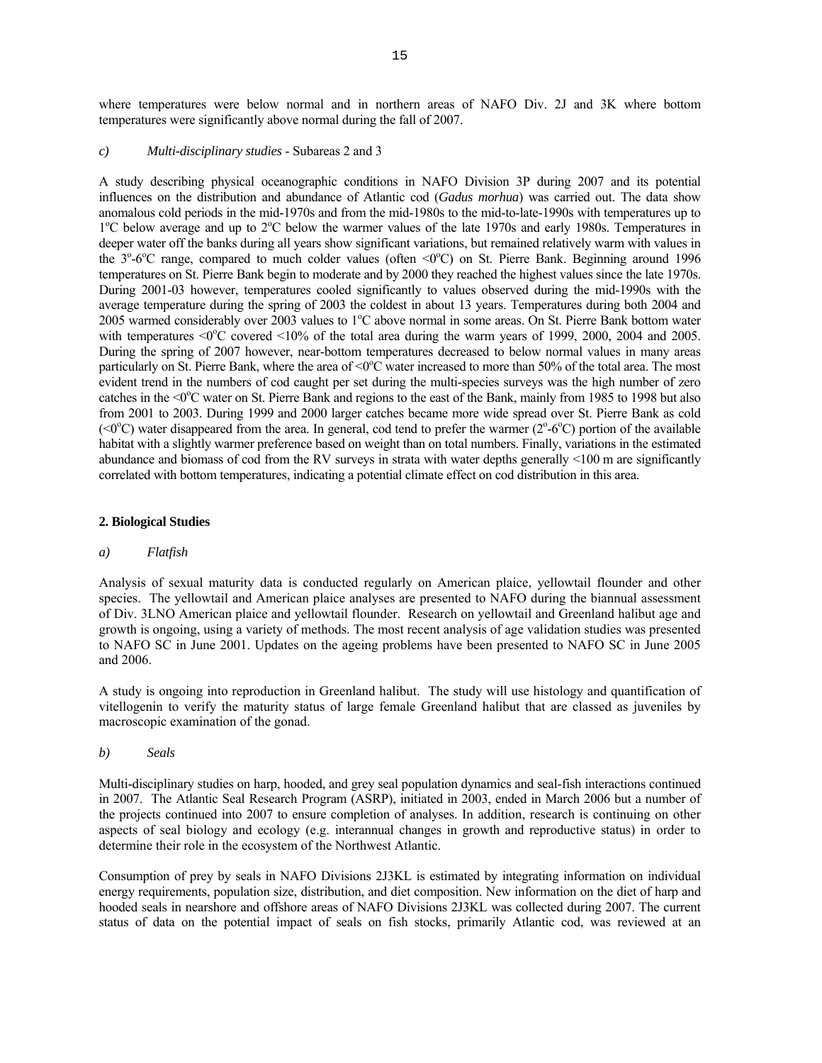where temperatures were below normal and in northern areas of NAFO Div. 2J and 3K where bottom temperatures were significantly above normal during the fall of 2007.

*c) Multi-disciplinary studies* - Subareas 2 and 3

A study describing physical oceanographic conditions in NAFO Division 3P during 2007 and its potential influences on the distribution and abundance of Atlantic cod (*Gadus morhua*) was carried out. The data show anomalous cold periods in the mid-1970s and from the mid-1980s to the mid-to-late-1990s with temperatures up to 1°C below average and up to 2°C below the warmer values of the late 1970s and early 1980s. Temperatures in deeper water off the banks during all years show significant variations, but remained relatively warm with values in the 3°-6°C range, compared to much colder values (often <0°C) on St. Pierre Bank. Beginning around 1996 temperatures on St. Pierre Bank begin to moderate and by 2000 they reached the highest values since the late 1970s. During 2001-03 however, temperatures cooled significantly to values observed during the mid-1990s with the average temperature during the spring of 2003 the coldest in about 13 years. Temperatures during both 2004 and 2005 warmed considerably over 2003 values to 1°C above normal in some areas. On St. Pierre Bank bottom water with temperatures <0°C covered <10% of the total area during the warm years of 1999, 2000, 2004 and 2005. During the spring of 2007 however, near-bottom temperatures decreased to below normal values in many areas particularly on St. Pierre Bank, where the area of <0°C water increased to more than 50% of the total area. The most evident trend in the numbers of cod caught per set during the multi-species surveys was the high number of zero catches in the <0°C water on St. Pierre Bank and regions to the east of the Bank, mainly from 1985 to 1998 but also from 2001 to 2003. During 1999 and 2000 larger catches became more wide spread over St. Pierre Bank as cold (<0°C) water disappeared from the area. In general, cod tend to prefer the warmer (2°-6°C) portion of the available habitat with a slightly warmer preference based on weight than on total numbers. Finally, variations in the estimated abundance and biomass of cod from the RV surveys in strata with water depths generally <100 m are significantly correlated with bottom temperatures, indicating a potential climate effect on cod distribution in this area.

## 2. Biological Studies

*a) Flatfish*

Analysis of sexual maturity data is conducted regularly on American plaice, yellowtail flounder and other species. The yellowtail and American plaice analyses are presented to NAFO during the biannual assessment of Div. 3LNO American plaice and yellowtail flounder. Research on yellowtail and Greenland halibut age and growth is ongoing, using a variety of methods. The most recent analysis of age validation studies was presented to NAFO SC in June 2001. Updates on the ageing problems have been presented to NAFO SC in June 2005 and 2006.

A study is ongoing into reproduction in Greenland halibut. The study will use histology and quantification of vitellogenin to verify the maturity status of large female Greenland halibut that are classed as juveniles by macroscopic examination of the gonad.

*b) Seals*

Multi-disciplinary studies on harp, hooded, and grey seal population dynamics and seal-fish interactions continued in 2007. The Atlantic Seal Research Program (ASRP), initiated in 2003, ended in March 2006 but a number of the projects continued into 2007 to ensure completion of analyses. In addition, research is continuing on other aspects of seal biology and ecology (e.g. interannual changes in growth and reproductive status) in order to determine their role in the ecosystem of the Northwest Atlantic.

Consumption of prey by seals in NAFO Divisions 2J3KL is estimated by integrating information on individual energy requirements, population size, distribution, and diet composition. New information on the diet of harp and hooded seals in nearshore and offshore areas of NAFO Divisions 2J3KL was collected during 2007. The current status of data on the potential impact of seals on fish stocks, primarily Atlantic cod, was reviewed at an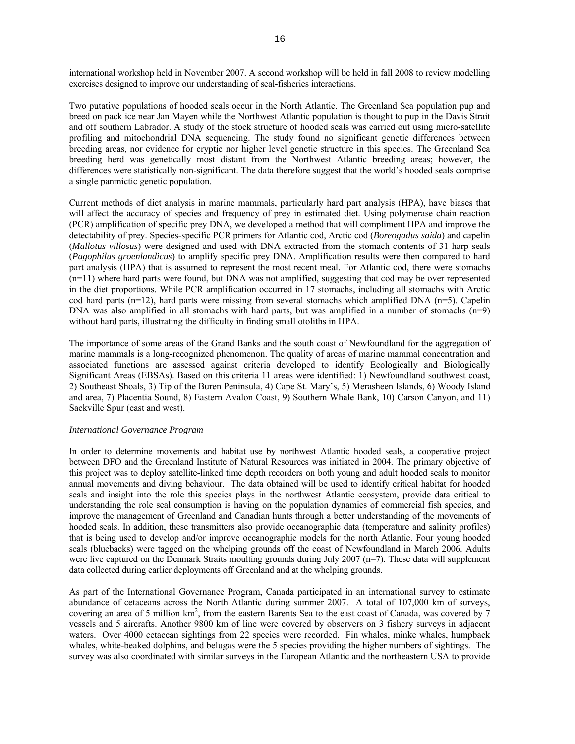international workshop held in November 2007. A second workshop will be held in fall 2008 to review modelling exercises designed to improve our understanding of seal-fisheries interactions.

Two putative populations of hooded seals occur in the North Atlantic. The Greenland Sea population pup and breed on pack ice near Jan Mayen while the Northwest Atlantic population is thought to pup in the Davis Strait and off southern Labrador. A study of the stock structure of hooded seals was carried out using micro-satellite profiling and mitochondrial DNA sequencing. The study found no significant genetic differences between breeding areas, nor evidence for cryptic nor higher level genetic structure in this species. The Greenland Sea breeding herd was genetically most distant from the Northwest Atlantic breeding areas; however, the differences were statistically non-significant. The data therefore suggest that the world's hooded seals comprise a single panmictic genetic population.

Current methods of diet analysis in marine mammals, particularly hard part analysis (HPA), have biases that will affect the accuracy of species and frequency of prey in estimated diet. Using polymerase chain reaction (PCR) amplification of specific prey DNA, we developed a method that will compliment HPA and improve the detectability of prey. Species-specific PCR primers for Atlantic cod, Arctic cod (*Boreogadus saida*) and capelin (*Mallotus villosus*) were designed and used with DNA extracted from the stomach contents of 31 harp seals (*Pagophilus groenlandicus*) to amplify specific prey DNA. Amplification results were then compared to hard part analysis (HPA) that is assumed to represent the most recent meal. For Atlantic cod, there were stomachs (n=11) where hard parts were found, but DNA was not amplified, suggesting that cod may be over represented in the diet proportions. While PCR amplification occurred in 17 stomachs, including all stomachs with Arctic cod hard parts (n=12), hard parts were missing from several stomachs which amplified DNA (n=5). Capelin DNA was also amplified in all stomachs with hard parts, but was amplified in a number of stomachs (n=9) without hard parts, illustrating the difficulty in finding small otoliths in HPA.

The importance of some areas of the Grand Banks and the south coast of Newfoundland for the aggregation of marine mammals is a long-recognized phenomenon. The quality of areas of marine mammal concentration and associated functions are assessed against criteria developed to identify Ecologically and Biologically Significant Areas (EBSAs). Based on this criteria 11 areas were identified: 1) Newfoundland southwest coast, 2) Southeast Shoals, 3) Tip of the Buren Peninsula, 4) Cape St. Mary's, 5) Merasheen Islands, 6) Woody Island and area, 7) Placentia Sound, 8) Eastern Avalon Coast, 9) Southern Whale Bank, 10) Carson Canyon, and 11) Sackville Spur (east and west).

*International Governance Program*

In order to determine movements and habitat use by northwest Atlantic hooded seals, a cooperative project between DFO and the Greenland Institute of Natural Resources was initiated in 2004. The primary objective of this project was to deploy satellite-linked time depth recorders on both young and adult hooded seals to monitor annual movements and diving behaviour. The data obtained will be used to identify critical habitat for hooded seals and insight into the role this species plays in the northwest Atlantic ecosystem, provide data critical to understanding the role seal consumption is having on the population dynamics of commercial fish species, and improve the management of Greenland and Canadian hunts through a better understanding of the movements of hooded seals. In addition, these transmitters also provide oceanographic data (temperature and salinity profiles) that is being used to develop and/or improve oceanographic models for the north Atlantic. Four young hooded seals (bluebacks) were tagged on the whelping grounds off the coast of Newfoundland in March 2006. Adults were live captured on the Denmark Straits moulting grounds during July 2007 (n=7). These data will supplement data collected during earlier deployments off Greenland and at the whelping grounds.

As part of the International Governance Program, Canada participated in an international survey to estimate abundance of cetaceans across the North Atlantic during summer 2007. A total of 107,000 km of surveys, covering an area of 5 million km$^2$, from the eastern Barents Sea to the east coast of Canada, was covered by 7 vessels and 5 aircrafts. Another 9800 km of line were covered by observers on 3 fishery surveys in adjacent waters. Over 4000 cetacean sightings from 22 species were recorded. Fin whales, minke whales, humpback whales, white-beaked dolphins, and belugas were the 5 species providing the higher numbers of sightings. The survey was also coordinated with similar surveys in the European Atlantic and the northeastern USA to provide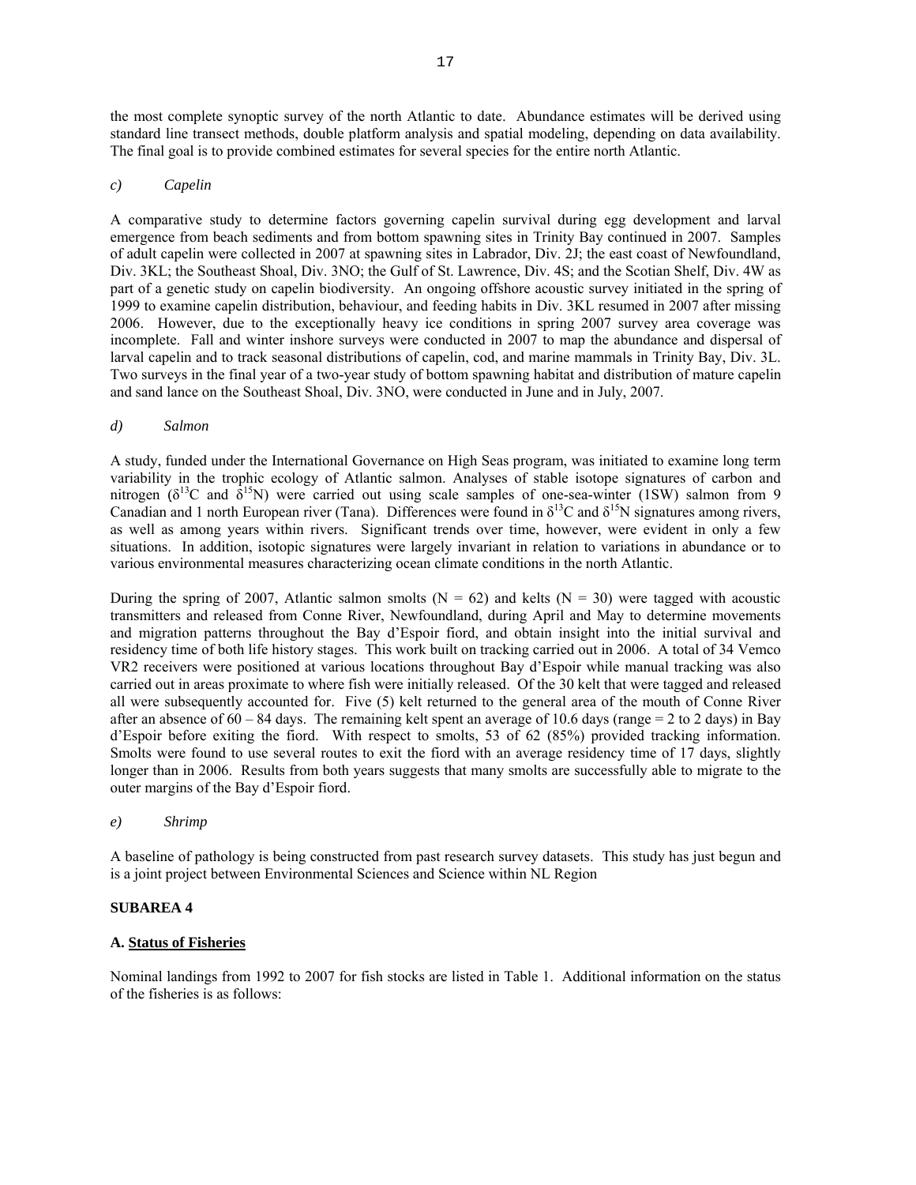the most complete synoptic survey of the north Atlantic to date. Abundance estimates will be derived using standard line transect methods, double platform analysis and spatial modeling, depending on data availability. The final goal is to provide combined estimates for several species for the entire north Atlantic.

*c) Capelin*

A comparative study to determine factors governing capelin survival during egg development and larval emergence from beach sediments and from bottom spawning sites in Trinity Bay continued in 2007. Samples of adult capelin were collected in 2007 at spawning sites in Labrador, Div. 2J; the east coast of Newfoundland, Div. 3KL; the Southeast Shoal, Div. 3NO; the Gulf of St. Lawrence, Div. 4S; and the Scotian Shelf, Div. 4W as part of a genetic study on capelin biodiversity. An ongoing offshore acoustic survey initiated in the spring of 1999 to examine capelin distribution, behaviour, and feeding habits in Div. 3KL resumed in 2007 after missing 2006. However, due to the exceptionally heavy ice conditions in spring 2007 survey area coverage was incomplete. Fall and winter inshore surveys were conducted in 2007 to map the abundance and dispersal of larval capelin and to track seasonal distributions of capelin, cod, and marine mammals in Trinity Bay, Div. 3L. Two surveys in the final year of a two-year study of bottom spawning habitat and distribution of mature capelin and sand lance on the Southeast Shoal, Div. 3NO, were conducted in June and in July, 2007.

*d) Salmon*

A study, funded under the International Governance on High Seas program, was initiated to examine long term variability in the trophic ecology of Atlantic salmon. Analyses of stable isotope signatures of carbon and nitrogen ($\delta^{13}C$ and $\delta^{15}N$) were carried out using scale samples of one-sea-winter (1SW) salmon from 9 Canadian and 1 north European river (Tana). Differences were found in $\delta^{13}C$ and $\delta^{15}N$ signatures among rivers, as well as among years within rivers. Significant trends over time, however, were evident in only a few situations. In addition, isotopic signatures were largely invariant in relation to variations in abundance or to various environmental measures characterizing ocean climate conditions in the north Atlantic.

During the spring of 2007, Atlantic salmon smolts ($N = 62$) and kelts ($N = 30$) were tagged with acoustic transmitters and released from Conne River, Newfoundland, during April and May to determine movements and migration patterns throughout the Bay d'Espoir fiord, and obtain insight into the initial survival and residency time of both life history stages. This work built on tracking carried out in 2006. A total of 34 Vemco VR2 receivers were positioned at various locations throughout Bay d'Espoir while manual tracking was also carried out in areas proximate to where fish were initially released. Of the 30 kelt that were tagged and released all were subsequently accounted for. Five (5) kelt returned to the general area of the mouth of Conne River after an absence of 60 – 84 days. The remaining kelt spent an average of 10.6 days (range = 2 to 2 days) in Bay d'Espoir before exiting the fiord. With respect to smolts, 53 of 62 (85%) provided tracking information. Smolts were found to use several routes to exit the fiord with an average residency time of 17 days, slightly longer than in 2006. Results from both years suggests that many smolts are successfully able to migrate to the outer margins of the Bay d'Espoir fiord.

*e) Shrimp*

A baseline of pathology is being constructed from past research survey datasets. This study has just begun and is a joint project between Environmental Sciences and Science within NL Region

**SUBAREA 4**

**A. Status of Fisheries**

Nominal landings from 1992 to 2007 for fish stocks are listed in Table 1. Additional information on the status of the fisheries is as follows: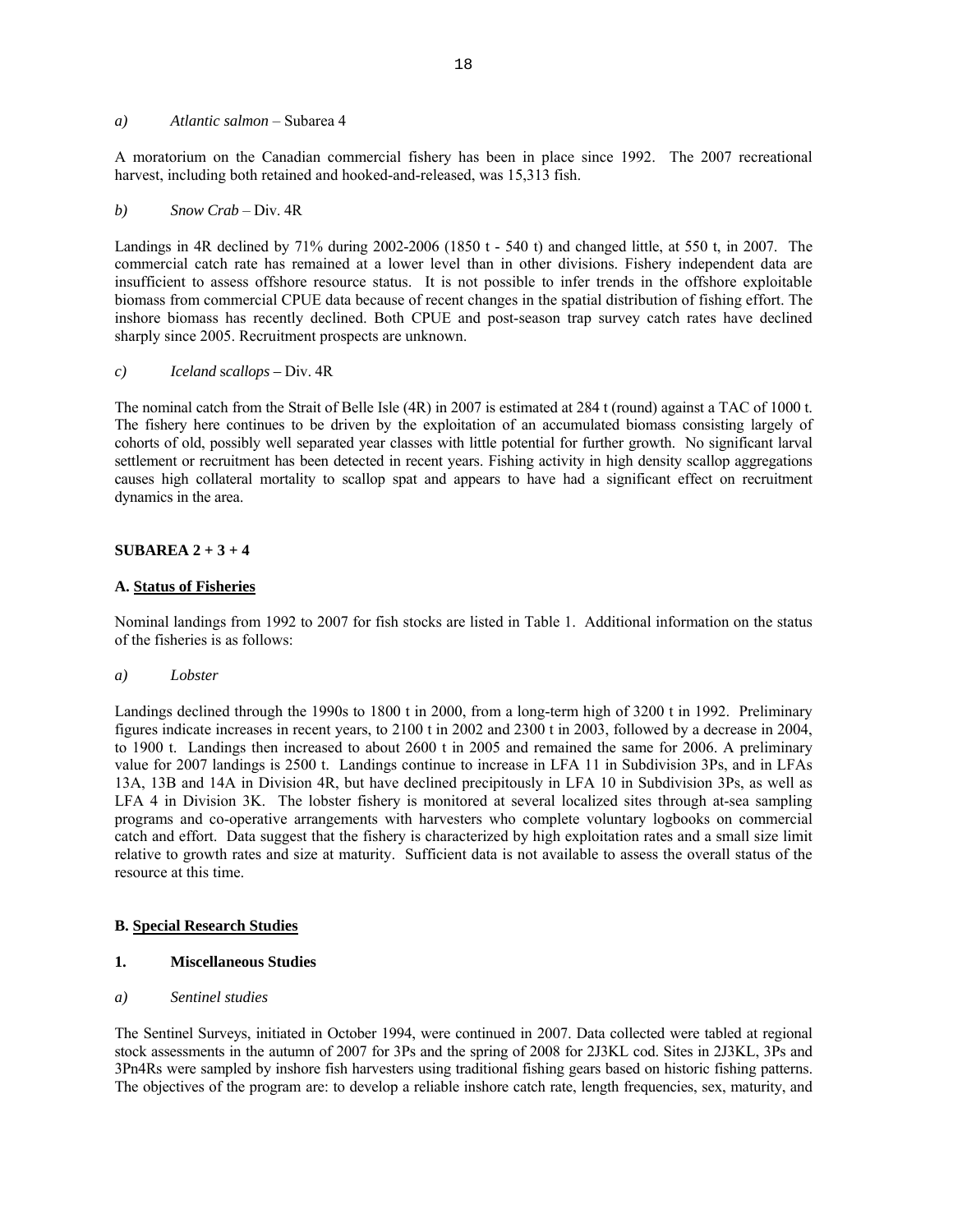*a) Atlantic salmon* – Subarea 4

A moratorium on the Canadian commercial fishery has been in place since 1992. The 2007 recreational harvest, including both retained and hooked-and-released, was 15,313 fish.

*b) Snow Crab* – Div. 4R

Landings in 4R declined by 71% during 2002-2006 (1850 t - 540 t) and changed little, at 550 t, in 2007. The commercial catch rate has remained at a lower level than in other divisions. Fishery independent data are insufficient to assess offshore resource status. It is not possible to infer trends in the offshore exploitable biomass from commercial CPUE data because of recent changes in the spatial distribution of fishing effort. The inshore biomass has recently declined. Both CPUE and post-season trap survey catch rates have declined sharply since 2005. Recruitment prospects are unknown.

*c) Iceland scallops* **–** Div. 4R

The nominal catch from the Strait of Belle Isle (4R) in 2007 is estimated at 284 t (round) against a TAC of 1000 t. The fishery here continues to be driven by the exploitation of an accumulated biomass consisting largely of cohorts of old, possibly well separated year classes with little potential for further growth. No significant larval settlement or recruitment has been detected in recent years. Fishing activity in high density scallop aggregations causes high collateral mortality to scallop spat and appears to have had a significant effect on recruitment dynamics in the area.

## SUBAREA 2 + 3 + 4

### A. Status of Fisheries

Nominal landings from 1992 to 2007 for fish stocks are listed in Table 1. Additional information on the status of the fisheries is as follows:

*a) Lobster*

Landings declined through the 1990s to 1800 t in 2000, from a long-term high of 3200 t in 1992. Preliminary figures indicate increases in recent years, to 2100 t in 2002 and 2300 t in 2003, followed by a decrease in 2004, to 1900 t. Landings then increased to about 2600 t in 2005 and remained the same for 2006. A preliminary value for 2007 landings is 2500 t. Landings continue to increase in LFA 11 in Subdivision 3Ps, and in LFAs 13A, 13B and 14A in Division 4R, but have declined precipitously in LFA 10 in Subdivision 3Ps, as well as LFA 4 in Division 3K. The lobster fishery is monitored at several localized sites through at-sea sampling programs and co-operative arrangements with harvesters who complete voluntary logbooks on commercial catch and effort. Data suggest that the fishery is characterized by high exploitation rates and a small size limit relative to growth rates and size at maturity. Sufficient data is not available to assess the overall status of the resource at this time.

### B. Special Research Studies

#### 1. Miscellaneous Studies

*a) Sentinel studies*

The Sentinel Surveys, initiated in October 1994, were continued in 2007. Data collected were tabled at regional stock assessments in the autumn of 2007 for 3Ps and the spring of 2008 for 2J3KL cod. Sites in 2J3KL, 3Ps and 3Pn4Rs were sampled by inshore fish harvesters using traditional fishing gears based on historic fishing patterns. The objectives of the program are: to develop a reliable inshore catch rate, length frequencies, sex, maturity, and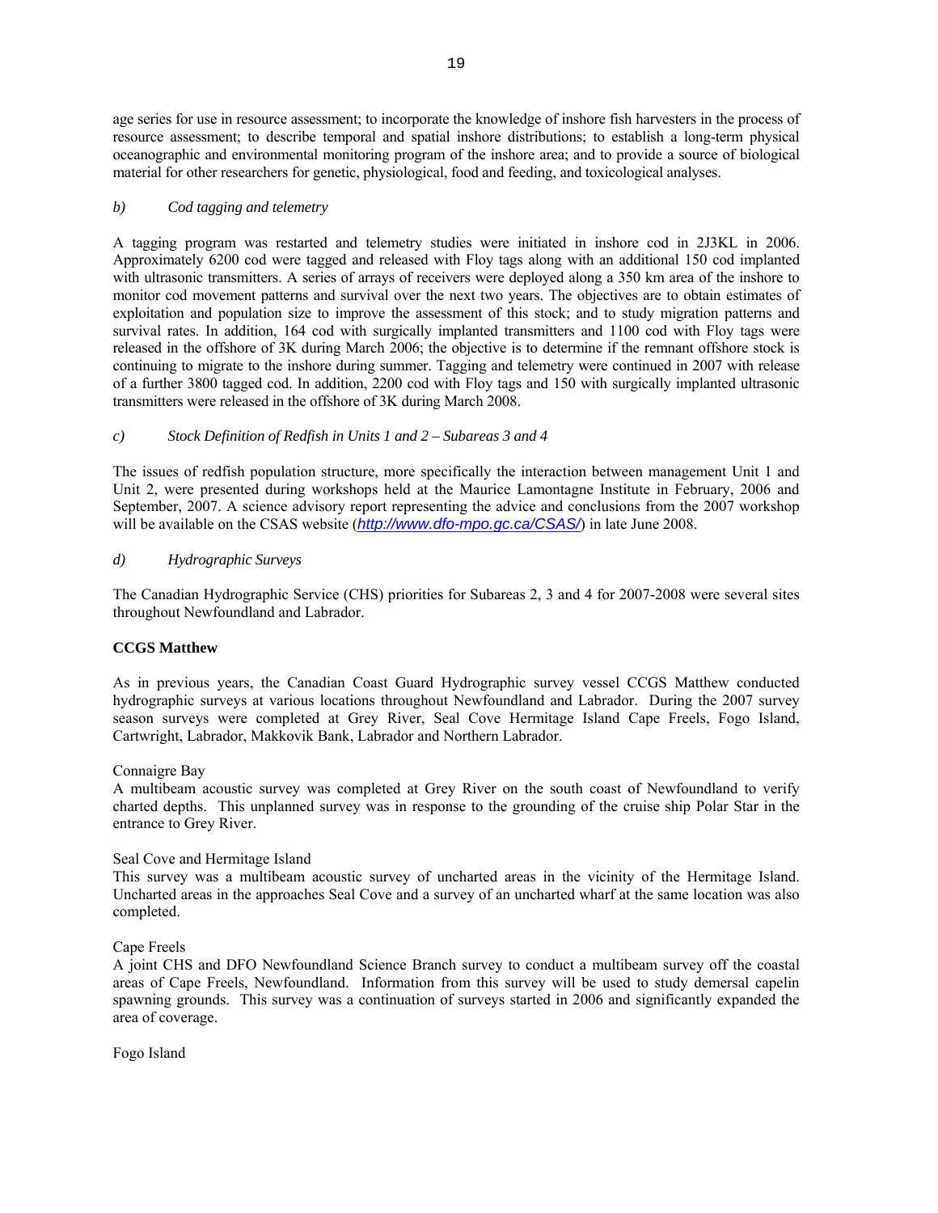age series for use in resource assessment; to incorporate the knowledge of inshore fish harvesters in the process of resource assessment; to describe temporal and spatial inshore distributions; to establish a long-term physical oceanographic and environmental monitoring program of the inshore area; and to provide a source of biological material for other researchers for genetic, physiological, food and feeding, and toxicological analyses.

*b) Cod tagging and telemetry*

A tagging program was restarted and telemetry studies were initiated in inshore cod in 2J3KL in 2006. Approximately 6200 cod were tagged and released with Floy tags along with an additional 150 cod implanted with ultrasonic transmitters. A series of arrays of receivers were deployed along a 350 km area of the inshore to monitor cod movement patterns and survival over the next two years. The objectives are to obtain estimates of exploitation and population size to improve the assessment of this stock; and to study migration patterns and survival rates. In addition, 164 cod with surgically implanted transmitters and 1100 cod with Floy tags were released in the offshore of 3K during March 2006; the objective is to determine if the remnant offshore stock is continuing to migrate to the inshore during summer. Tagging and telemetry were continued in 2007 with release of a further 3800 tagged cod. In addition, 2200 cod with Floy tags and 150 with surgically implanted ultrasonic transmitters were released in the offshore of 3K during March 2008.

*c) Stock Definition of Redfish in Units 1 and 2 – Subareas 3 and 4*

The issues of redfish population structure, more specifically the interaction between management Unit 1 and Unit 2, were presented during workshops held at the Maurice Lamontagne Institute in February, 2006 and September, 2007. A science advisory report representing the advice and conclusions from the 2007 workshop will be available on the CSAS website (*http://www.dfo-mpo.gc.ca/CSAS/*) in late June 2008.

*d) Hydrographic Surveys*

The Canadian Hydrographic Service (CHS) priorities for Subareas 2, 3 and 4 for 2007-2008 were several sites throughout Newfoundland and Labrador.

**CCGS Matthew**

As in previous years, the Canadian Coast Guard Hydrographic survey vessel CCGS Matthew conducted hydrographic surveys at various locations throughout Newfoundland and Labrador. During the 2007 survey season surveys were completed at Grey River, Seal Cove Hermitage Island Cape Freels, Fogo Island, Cartwright, Labrador, Makkovik Bank, Labrador and Northern Labrador.

Connaigre Bay

A multibeam acoustic survey was completed at Grey River on the south coast of Newfoundland to verify charted depths. This unplanned survey was in response to the grounding of the cruise ship Polar Star in the entrance to Grey River.

Seal Cove and Hermitage Island

This survey was a multibeam acoustic survey of uncharted areas in the vicinity of the Hermitage Island. Uncharted areas in the approaches Seal Cove and a survey of an uncharted wharf at the same location was also completed.

Cape Freels

A joint CHS and DFO Newfoundland Science Branch survey to conduct a multibeam survey off the coastal areas of Cape Freels, Newfoundland. Information from this survey will be used to study demersal capelin spawning grounds. This survey was a continuation of surveys started in 2006 and significantly expanded the area of coverage.

Fogo Island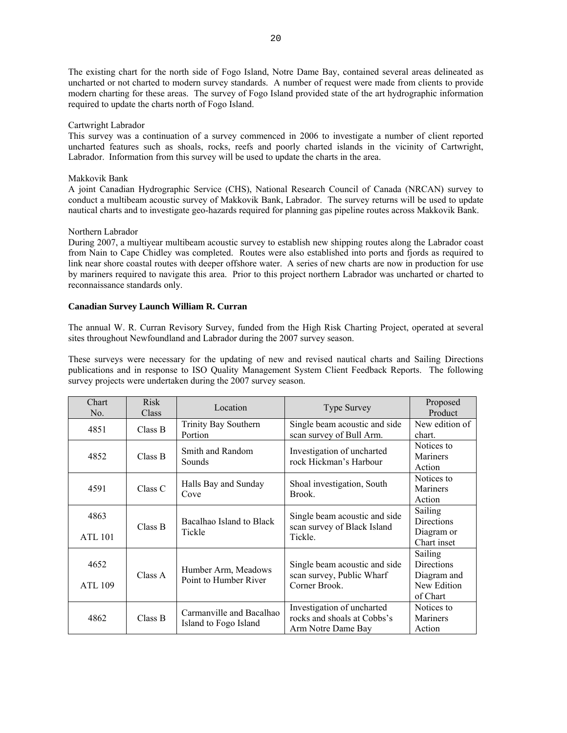The existing chart for the north side of Fogo Island, Notre Dame Bay, contained several areas delineated as uncharted or not charted to modern survey standards. A number of request were made from clients to provide modern charting for these areas. The survey of Fogo Island provided state of the art hydrographic information required to update the charts north of Fogo Island.

Cartwright Labrador

This survey was a continuation of a survey commenced in 2006 to investigate a number of client reported uncharted features such as shoals, rocks, reefs and poorly charted islands in the vicinity of Cartwright, Labrador. Information from this survey will be used to update the charts in the area.

Makkovik Bank

A joint Canadian Hydrographic Service (CHS), National Research Council of Canada (NRCAN) survey to conduct a multibeam acoustic survey of Makkovik Bank, Labrador. The survey returns will be used to update nautical charts and to investigate geo-hazards required for planning gas pipeline routes across Makkovik Bank.

Northern Labrador

During 2007, a multiyear multibeam acoustic survey to establish new shipping routes along the Labrador coast from Nain to Cape Chidley was completed. Routes were also established into ports and fjords as required to link near shore coastal routes with deeper offshore water. A series of new charts are now in production for use by mariners required to navigate this area. Prior to this project northern Labrador was uncharted or charted to reconnaissance standards only.

**Canadian Survey Launch William R. Curran**

The annual W. R. Curran Revisory Survey, funded from the High Risk Charting Project, operated at several sites throughout Newfoundland and Labrador during the 2007 survey season.

These surveys were necessary for the updating of new and revised nautical charts and Sailing Directions publications and in response to ISO Quality Management System Client Feedback Reports. The following survey projects were undertaken during the 2007 survey season.

| Chart No. | Risk Class | Location | Type Survey | Proposed Product |
|---|---|---|---|---|
| 4851 | Class B | Trinity Bay Southern Portion | Single beam acoustic and side scan survey of Bull Arm. | New edition of chart. |
| 4852 | Class B | Smith and Random Sounds | Investigation of uncharted rock Hickman's Harbour | Notices to Mariners Action |
| 4591 | Class C | Halls Bay and Sunday Cove | Shoal investigation, South Brook. | Notices to Mariners Action |
| 4863<br>ATL 101 | Class B | Bacalhao Island to Black Tickle | Single beam acoustic and side scan survey of Black Island Tickle. | Sailing Directions Diagram or Chart inset |
| 4652<br>ATL 109 | Class A | Humber Arm, Meadows Point to Humber River | Single beam acoustic and side scan survey, Public Wharf Corner Brook. | Sailing Directions Diagram and New Edition of Chart |
| 4862 | Class B | Carmanville and Bacalhao Island to Fogo Island | Investigation of uncharted rocks and shoals at Cobbs's Arm Notre Dame Bay | Notices to Mariners Action |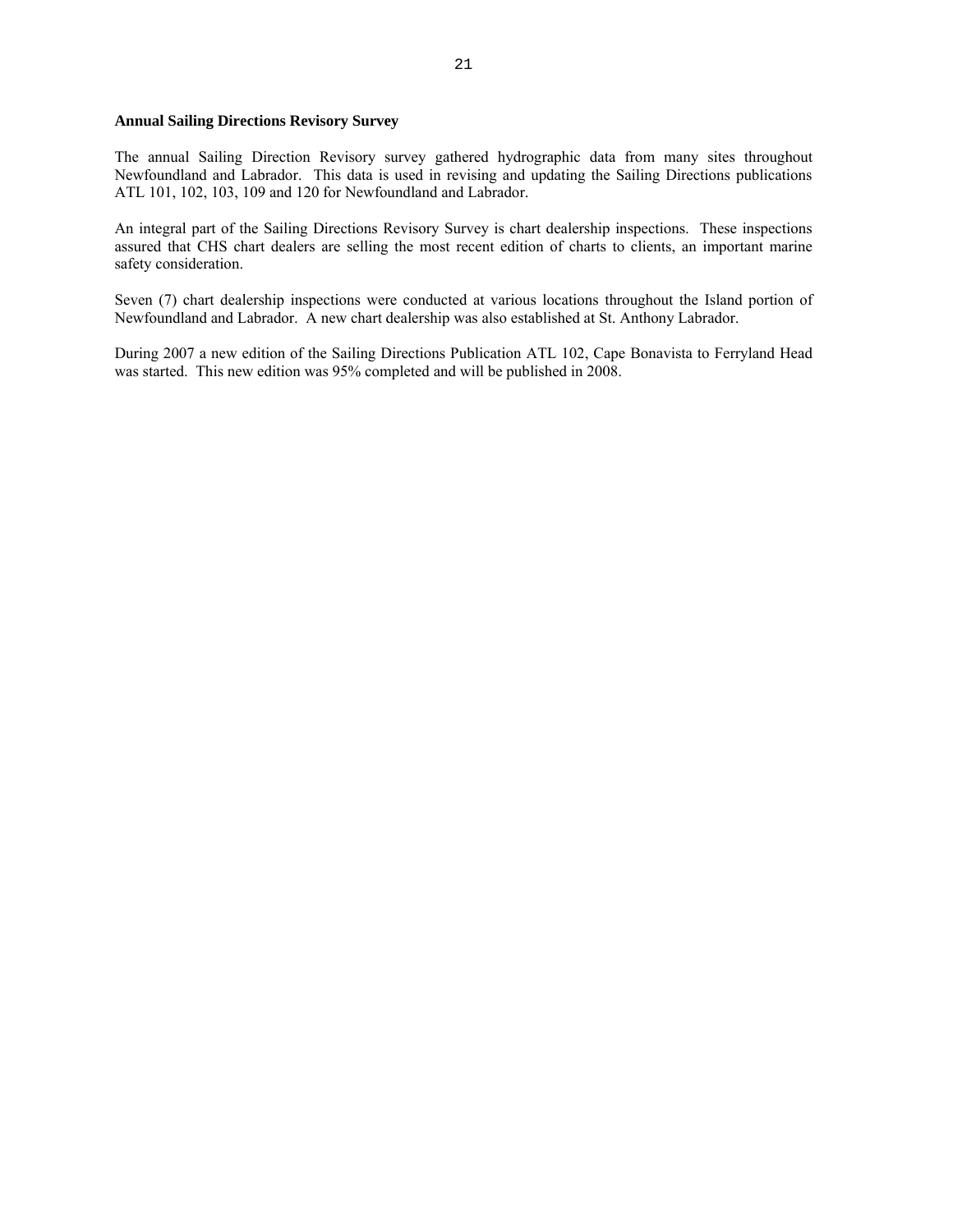**Annual Sailing Directions Revisory Survey**

The annual Sailing Direction Revisory survey gathered hydrographic data from many sites throughout Newfoundland and Labrador. This data is used in revising and updating the Sailing Directions publications ATL 101, 102, 103, 109 and 120 for Newfoundland and Labrador.

An integral part of the Sailing Directions Revisory Survey is chart dealership inspections. These inspections assured that CHS chart dealers are selling the most recent edition of charts to clients, an important marine safety consideration.

Seven (7) chart dealership inspections were conducted at various locations throughout the Island portion of Newfoundland and Labrador. A new chart dealership was also established at St. Anthony Labrador.

During 2007 a new edition of the Sailing Directions Publication ATL 102, Cape Bonavista to Ferryland Head was started. This new edition was 95% completed and will be published in 2008.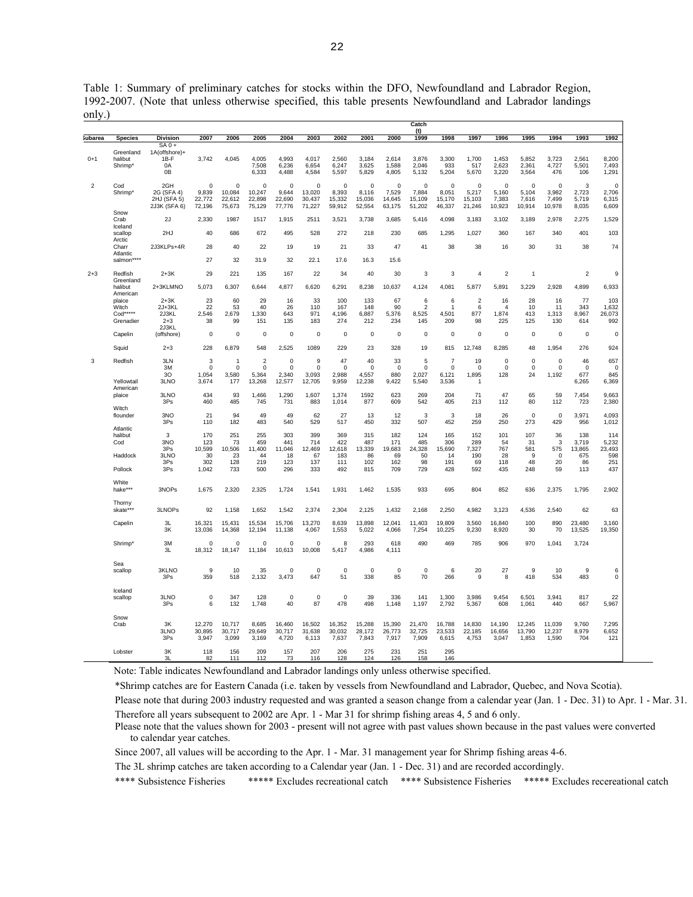Table 1: Summary of preliminary catches for stocks within the DFO, Newfoundland and Labrador Region, 1992-2007. (Note that unless otherwise specified, this table presents Newfoundland and Labrador landings only.)

| Subarea | Species | Division | 2007 | 2006 | 2005 | 2004 | 2003 | 2002 | 2001 | 2000 | 1999 | 1998 | 1997 | 1996 | 1995 | 1994 | 1993 | 1992 |
|---|---|---|---|---|---|---|---|---|---|---|---|---|---|---|---|---|---|---|
| | | | Catch (t) | | | | | | | | | | | | | | | |
| 0+1 | Greenland halibut | SA 0 + 1A(offshore)+ 1B-F | 3,742 | 4,045 | 4,005 | 4,993 | 4,017 | 2,560 | 3,184 | 2,614 | 3,876 | 3,300 | 1,700 | 1,453 | 5,852 | 3,723 | 2,561 | 8,200 |
| | Shrimp* | 0A | | | 7,508 | 6,236 | 6,654 | 6,247 | 3,625 | 1,588 | 2,046 | 933 | 517 | 2,623 | 2,361 | 4,727 | 5,501 | 7,493 |
| | | 0B | | | 6,333 | 4,488 | 4,584 | 5,597 | 5,829 | 4,805 | 5,132 | 5,204 | 5,670 | 3,220 | 3,564 | 476 | 106 | 1,291 |
| 2 | Cod | 2GH | 0 | 0 | 0 | 0 | 0 | 0 | 0 | 0 | 0 | 0 | 0 | 0 | 0 | 0 | 3 | 0 |
| | Shrimp* | 2G (SFA 4) | 9,839 | 10,084 | 10,247 | 9,644 | 13,020 | 8,393 | 8,116 | 7,529 | 7,884 | 8,051 | 5,217 | 5,160 | 5,104 | 3,982 | 2,723 | 2,706 |
| | | 2HJ (SFA 5) | 22,772 | 22,612 | 22,898 | 22,690 | 30,437 | 15,332 | 15,036 | 14,645 | 15,109 | 15,170 | 15,103 | 7,383 | 7,616 | 7,499 | 5,719 | 6,315 |
| | | 2J3K (SFA 6) | 72,196 | 75,673 | 75,129 | 77,776 | 71,227 | 59,912 | 52,554 | 63,175 | 51,202 | 46,337 | 21,246 | 10,923 | 10,914 | 10,978 | 8,035 | 6,609 |
| | Snow Crab | 2J | 2,330 | 1987 | 1517 | 1,915 | 2511 | 3,521 | 3,738 | 3,685 | 5,416 | 4,098 | 3,183 | 3,102 | 3,189 | 2,978 | 2,275 | 1,529 |
| | Iceland scallop | 2HJ | 40 | 686 | 672 | 495 | 528 | 272 | 218 | 230 | 685 | 1,295 | 1,027 | 360 | 167 | 340 | 401 | 103 |
| | Arctic Charr | 2J3KLPs+4R | 28 | 40 | 22 | 19 | 19 | 21 | 33 | 47 | 41 | 38 | 38 | 16 | 30 | 31 | 38 | 74 |
| | Atlantic salmon**** | | 27 | 32 | 31.9 | 32 | 22.1 | 17.6 | 16.3 | 15.6 | | | | | | | | |
| 2+3 | Redfish | 2+3K | 29 | 221 | 135 | 167 | 22 | 34 | 40 | 30 | 3 | 3 | 4 | 2 | 1 | | 2 | 9 |
| | Greenland halibut | 2+3KLMNO | 5,073 | 6,307 | 6,644 | 4,877 | 6,620 | 6,291 | 8,238 | 10,637 | 4,124 | 4,081 | 5,877 | 5,891 | 3,229 | 2,928 | 4,899 | 6,933 |
| | American plaice | 2+3K | 23 | 60 | 29 | 16 | 33 | 100 | 133 | 67 | 6 | 6 | 2 | 16 | 28 | 16 | 77 | 103 |
| | Witch | 2J+3KL | 22 | 53 | 40 | 26 | 110 | 167 | 148 | 90 | 2 | 1 | 6 | 4 | 10 | 11 | 343 | 1,632 |
| | Cod***** | 2J3KL | 2,546 | 2,679 | 1,330 | 643 | 971 | 4,196 | 6,887 | 5,376 | 8,525 | 4,501 | 877 | 1,874 | 413 | 1,313 | 8,967 | 26,073 |
| | Grenadier | 2+3 | 38 | 99 | 151 | 135 | 183 | 274 | 212 | 234 | 145 | 209 | 98 | 225 | 125 | 130 | 614 | 992 |
| | Capelin | 2J3KL (offshore) | 0 | 0 | 0 | 0 | 0 | 0 | 0 | 0 | 0 | 0 | 0 | 0 | 0 | 0 | 0 | 0 |
| | Squid | 2+3 | 228 | 6,879 | 548 | 2,525 | 1089 | 229 | 23 | 328 | 19 | 815 | 12,748 | 8,285 | 48 | 1,954 | 276 | 924 |
| 3 | Redfish | 3LN | 3 | 1 | 2 | 0 | 9 | 47 | 40 | 33 | 5 | 7 | 19 | 0 | 0 | 0 | 46 | 657 |
| | | 3M | 0 | 0 | 0 | 0 | 0 | 0 | 0 | 0 | 0 | 0 | 0 | 0 | 0 | 0 | 0 | 0 |
| | | 3O | 1,054 | 3,580 | 5,364 | 2,340 | 3,093 | 2,988 | 4,557 | 880 | 2,027 | 6,121 | 1,895 | 128 | 24 | 1,192 | 677 | 845 |
| | Yellowtail | 3LNO | 3,674 | 177 | 13,268 | 12,577 | 12,705 | 9,959 | 12,238 | 9,422 | 5,540 | 3,536 | 1 | | | | 6,265 | 6,369 |
| | American plaice | 3LNO | 434 | 93 | 1,466 | 1,290 | 1,607 | 1,374 | 1592 | 623 | 269 | 204 | 71 | 47 | 65 | 59 | 7,454 | 9,663 |
| | | 3Ps | 460 | 485 | 745 | 731 | 883 | 1,014 | 877 | 609 | 542 | 405 | 213 | 112 | 80 | 112 | 723 | 2,380 |
| | Witch flounder | 3NO | 21 | 94 | 49 | 49 | 62 | 27 | 13 | 12 | 3 | 3 | 18 | 26 | 0 | 0 | 3,971 | 4,093 |
| | | 3Ps | 110 | 182 | 483 | 540 | 529 | 517 | 450 | 332 | 507 | 452 | 259 | 250 | 273 | 429 | 956 | 1,012 |
| | Atlantic halibut | 3 | 170 | 251 | 255 | 303 | 399 | 369 | 315 | 182 | 124 | 165 | 152 | 101 | 107 | 36 | 138 | 114 |
| | Cod | 3NO | 123 | 73 | 459 | 441 | 714 | 422 | 487 | 171 | 485 | 306 | 289 | 54 | 31 | 3 | 3,719 | 5,232 |
| | | 3Ps | 10,599 | 10,506 | 11,400 | 11,046 | 12,469 | 12,618 | 13,339 | 19,683 | 24,328 | 15,690 | 7,327 | 767 | 581 | 575 | 13,865 | 23,493 |
| | Haddock | 3LNO | 30 | 23 | 44 | 18 | 67 | 183 | 86 | 69 | 50 | 14 | 190 | 28 | 9 | 0 | 675 | 598 |
| | | 3Ps | 302 | 128 | 219 | 123 | 137 | 111 | 102 | 162 | 98 | 191 | 69 | 118 | 48 | 20 | 86 | 251 |
| | Pollock | 3Ps | 1,042 | 733 | 500 | 296 | 333 | 492 | 815 | 709 | 729 | 428 | 592 | 435 | 248 | 59 | 113 | 437 |
| | White hake*** | 3NOPs | 1,675 | 2,320 | 2,325 | 1,724 | 1,541 | 1,931 | 1,462 | 1,535 | 933 | 695 | 804 | 852 | 636 | 2,375 | 1,795 | 2,902 |
| | Thorny skate*** | 3LNOPs | 92 | 1,158 | 1,652 | 1,542 | 2,374 | 2,304 | 2,125 | 1,432 | 2,168 | 2,250 | 4,982 | 3,123 | 4,536 | 2,540 | 62 | 63 |
| | Capelin | 3L | 16,321 | 15,431 | 15,534 | 15,706 | 13,270 | 8,639 | 13,898 | 12,041 | 11,403 | 19,809 | 3,560 | 16,840 | 100 | 890 | 23,480 | 3,160 |
| | | 3K | 13,036 | 14,368 | 12,194 | 11,138 | 4,067 | 1,553 | 5,022 | 4,066 | 7,254 | 10,225 | 9,230 | 8,920 | 30 | 70 | 13,525 | 19,350 |
| | Shrimp* | 3M | 0 | 0 | 0 | 0 | 0 | 8 | 293 | 618 | 490 | 469 | 785 | 906 | 970 | 1,041 | 3,724 | |
| | | 3L | 18,312 | 18,147 | 11,184 | 10,613 | 10,008 | 5,417 | 4,986 | 4,111 | | | | | | | | |
| | Sea scallop | 3KLNO | 9 | 10 | 35 | 0 | 0 | 0 | 0 | 0 | 0 | 6 | 20 | 27 | 9 | 10 | 9 | 6 |
| | | 3Ps | 359 | 518 | 2,132 | 3,473 | 647 | 51 | 338 | 85 | 70 | 266 | 9 | 8 | 418 | 534 | 483 | 0 |
| | Iceland scallop | 3LNO | 0 | 347 | 128 | 0 | 0 | 0 | 39 | 336 | 141 | 1,300 | 3,986 | 9,454 | 6,501 | 3,941 | 817 | 22 |
| | | 3Ps | 6 | 132 | 1,748 | 40 | 87 | 478 | 498 | 1,148 | 1,197 | 2,792 | 5,367 | 608 | 1,061 | 440 | 667 | 5,967 |
| | Snow Crab | 3K | 12,270 | 10,717 | 8,685 | 16,460 | 16,502 | 16,352 | 15,288 | 15,390 | 21,470 | 16,788 | 14,830 | 14,190 | 12,245 | 11,039 | 9,760 | 7,295 |
| | | 3LNO | 30,895 | 30,717 | 29,649 | 30,717 | 31,638 | 30,032 | 28,172 | 26,773 | 32,725 | 23,533 | 22,185 | 16,656 | 13,790 | 12,237 | 8,979 | 6,652 |
| | | 3Ps | 3,947 | 3,099 | 3,169 | 4,720 | 6,113 | 7,637 | 7,843 | 7,917 | 7,909 | 6,615 | 4,753 | 3,047 | 1,853 | 1,590 | 704 | 121 |
| | Lobster | 3K | 118 | 156 | 209 | 157 | 207 | 206 | 275 | 231 | 251 | 295 | | | | | | |
| | | 3L | 82 | 111 | 112 | 73 | 116 | 128 | 124 | 126 | 158 | 146 | | | | | | |

Note: Table indicates Newfoundland and Labrador landings only unless otherwise specified.

*Shrimp catches are for Eastern Canada (i.e. taken by vessels from Newfoundland and Labrador, Quebec, and Nova Scotia).

Please note that during 2003 industry requested and was granted a season change from a calendar year (Jan. 1 - Dec. 31) to Apr. 1 - Mar. 31. Therefore all years subsequent to 2002 are Apr. 1 - Mar 31 for shrimp fishing areas 4, 5 and 6 only.

Please note that the values shown for 2003 - present will not agree with past values shown because in the past values were converted to calendar year catches.

Since 2007, all values will be according to the Apr. 1 - Mar. 31 management year for Shrimp fishing areas 4-6.

The 3L shrimp catches are taken according to a Calendar year (Jan. 1 - Dec. 31) and are recorded accordingly.

**** Subsistence Fisheries &nbsp;&nbsp;&nbsp; ***** Excludes recreational catch &nbsp;&nbsp;&nbsp; **** Subsistence Fisheries &nbsp;&nbsp;&nbsp; ***** Excludes recereational catch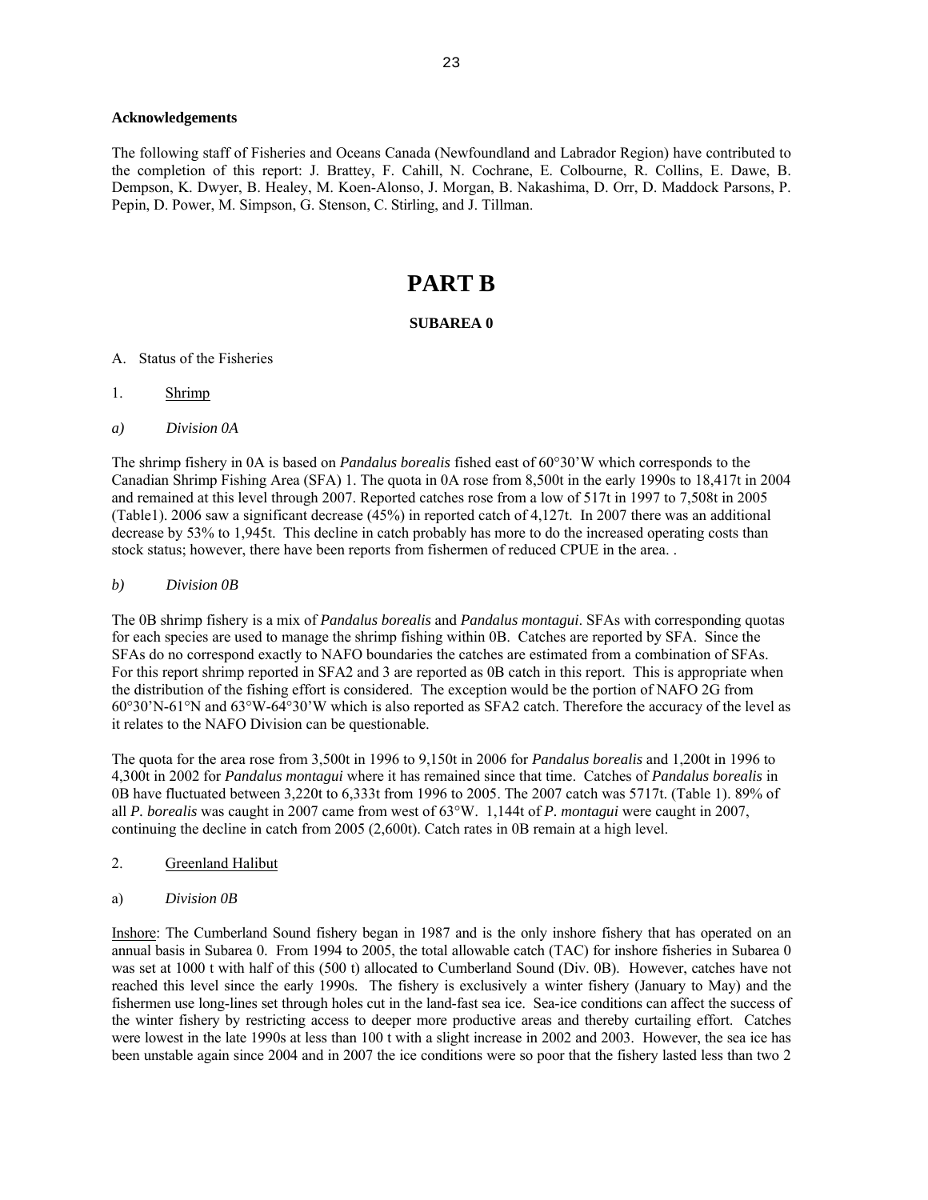**Acknowledgements**

The following staff of Fisheries and Oceans Canada (Newfoundland and Labrador Region) have contributed to the completion of this report: J. Brattey, F. Cahill, N. Cochrane, E. Colbourne, R. Collins, E. Dawe, B. Dempson, K. Dwyer, B. Healey, M. Koen-Alonso, J. Morgan, B. Nakashima, D. Orr, D. Maddock Parsons, P. Pepin, D. Power, M. Simpson, G. Stenson, C. Stirling, and J. Tillman.

# PART B

### SUBAREA 0

A. Status of the Fisheries

1. Shrimp

*a) Division 0A*

The shrimp fishery in 0A is based on *Pandalus borealis* fished east of 60°30'W which corresponds to the Canadian Shrimp Fishing Area (SFA) 1. The quota in 0A rose from 8,500t in the early 1990s to 18,417t in 2004 and remained at this level through 2007. Reported catches rose from a low of 517t in 1997 to 7,508t in 2005 (Table1). 2006 saw a significant decrease (45%) in reported catch of 4,127t. In 2007 there was an additional decrease by 53% to 1,945t. This decline in catch probably has more to do the increased operating costs than stock status; however, there have been reports from fishermen of reduced CPUE in the area. .

*b) Division 0B*

The 0B shrimp fishery is a mix of *Pandalus borealis* and *Pandalus montagui*. SFAs with corresponding quotas for each species are used to manage the shrimp fishing within 0B. Catches are reported by SFA. Since the SFAs do no correspond exactly to NAFO boundaries the catches are estimated from a combination of SFAs. For this report shrimp reported in SFA2 and 3 are reported as 0B catch in this report. This is appropriate when the distribution of the fishing effort is considered. The exception would be the portion of NAFO 2G from 60°30'N-61°N and 63°W-64°30'W which is also reported as SFA2 catch. Therefore the accuracy of the level as it relates to the NAFO Division can be questionable.

The quota for the area rose from 3,500t in 1996 to 9,150t in 2006 for *Pandalus borealis* and 1,200t in 1996 to 4,300t in 2002 for *Pandalus montagui* where it has remained since that time. Catches of *Pandalus borealis* in 0B have fluctuated between 3,220t to 6,333t from 1996 to 2005. The 2007 catch was 5717t. (Table 1). 89% of all *P. borealis* was caught in 2007 came from west of 63°W. 1,144t of *P. montagui* were caught in 2007, continuing the decline in catch from 2005 (2,600t). Catch rates in 0B remain at a high level.

2. Greenland Halibut

a) *Division 0B*

Inshore: The Cumberland Sound fishery began in 1987 and is the only inshore fishery that has operated on an annual basis in Subarea 0. From 1994 to 2005, the total allowable catch (TAC) for inshore fisheries in Subarea 0 was set at 1000 t with half of this (500 t) allocated to Cumberland Sound (Div. 0B). However, catches have not reached this level since the early 1990s. The fishery is exclusively a winter fishery (January to May) and the fishermen use long-lines set through holes cut in the land-fast sea ice. Sea-ice conditions can affect the success of the winter fishery by restricting access to deeper more productive areas and thereby curtailing effort. Catches were lowest in the late 1990s at less than 100 t with a slight increase in 2002 and 2003. However, the sea ice has been unstable again since 2004 and in 2007 the ice conditions were so poor that the fishery lasted less than two 2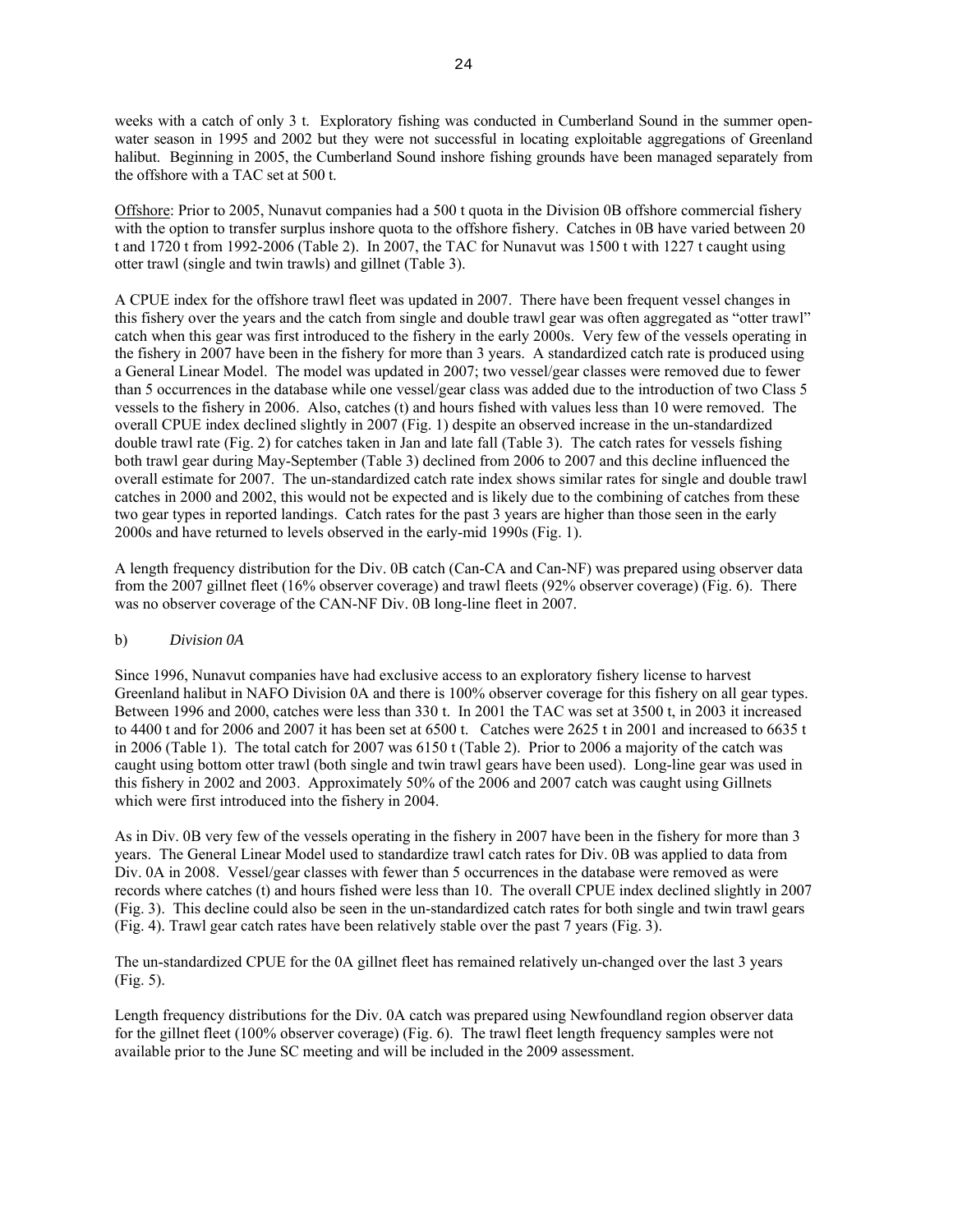weeks with a catch of only 3 t. Exploratory fishing was conducted in Cumberland Sound in the summer open-water season in 1995 and 2002 but they were not successful in locating exploitable aggregations of Greenland halibut. Beginning in 2005, the Cumberland Sound inshore fishing grounds have been managed separately from the offshore with a TAC set at 500 t.

Offshore: Prior to 2005, Nunavut companies had a 500 t quota in the Division 0B offshore commercial fishery with the option to transfer surplus inshore quota to the offshore fishery. Catches in 0B have varied between 20 t and 1720 t from 1992-2006 (Table 2). In 2007, the TAC for Nunavut was 1500 t with 1227 t caught using otter trawl (single and twin trawls) and gillnet (Table 3).

A CPUE index for the offshore trawl fleet was updated in 2007. There have been frequent vessel changes in this fishery over the years and the catch from single and double trawl gear was often aggregated as "otter trawl" catch when this gear was first introduced to the fishery in the early 2000s. Very few of the vessels operating in the fishery in 2007 have been in the fishery for more than 3 years. A standardized catch rate is produced using a General Linear Model. The model was updated in 2007; two vessel/gear classes were removed due to fewer than 5 occurrences in the database while one vessel/gear class was added due to the introduction of two Class 5 vessels to the fishery in 2006. Also, catches (t) and hours fished with values less than 10 were removed. The overall CPUE index declined slightly in 2007 (Fig. 1) despite an observed increase in the un-standardized double trawl rate (Fig. 2) for catches taken in Jan and late fall (Table 3). The catch rates for vessels fishing both trawl gear during May-September (Table 3) declined from 2006 to 2007 and this decline influenced the overall estimate for 2007. The un-standardized catch rate index shows similar rates for single and double trawl catches in 2000 and 2002, this would not be expected and is likely due to the combining of catches from these two gear types in reported landings. Catch rates for the past 3 years are higher than those seen in the early 2000s and have returned to levels observed in the early-mid 1990s (Fig. 1).

A length frequency distribution for the Div. 0B catch (Can-CA and Can-NF) was prepared using observer data from the 2007 gillnet fleet (16% observer coverage) and trawl fleets (92% observer coverage) (Fig. 6). There was no observer coverage of the CAN-NF Div. 0B long-line fleet in 2007.

b) *Division 0A*

Since 1996, Nunavut companies have had exclusive access to an exploratory fishery license to harvest Greenland halibut in NAFO Division 0A and there is 100% observer coverage for this fishery on all gear types. Between 1996 and 2000, catches were less than 330 t. In 2001 the TAC was set at 3500 t, in 2003 it increased to 4400 t and for 2006 and 2007 it has been set at 6500 t. Catches were 2625 t in 2001 and increased to 6635 t in 2006 (Table 1). The total catch for 2007 was 6150 t (Table 2). Prior to 2006 a majority of the catch was caught using bottom otter trawl (both single and twin trawl gears have been used). Long-line gear was used in this fishery in 2002 and 2003. Approximately 50% of the 2006 and 2007 catch was caught using Gillnets which were first introduced into the fishery in 2004.

As in Div. 0B very few of the vessels operating in the fishery in 2007 have been in the fishery for more than 3 years. The General Linear Model used to standardize trawl catch rates for Div. 0B was applied to data from Div. 0A in 2008. Vessel/gear classes with fewer than 5 occurrences in the database were removed as were records where catches (t) and hours fished were less than 10. The overall CPUE index declined slightly in 2007 (Fig. 3). This decline could also be seen in the un-standardized catch rates for both single and twin trawl gears (Fig. 4). Trawl gear catch rates have been relatively stable over the past 7 years (Fig. 3).

The un-standardized CPUE for the 0A gillnet fleet has remained relatively un-changed over the last 3 years (Fig. 5).

Length frequency distributions for the Div. 0A catch was prepared using Newfoundland region observer data for the gillnet fleet (100% observer coverage) (Fig. 6). The trawl fleet length frequency samples were not available prior to the June SC meeting and will be included in the 2009 assessment.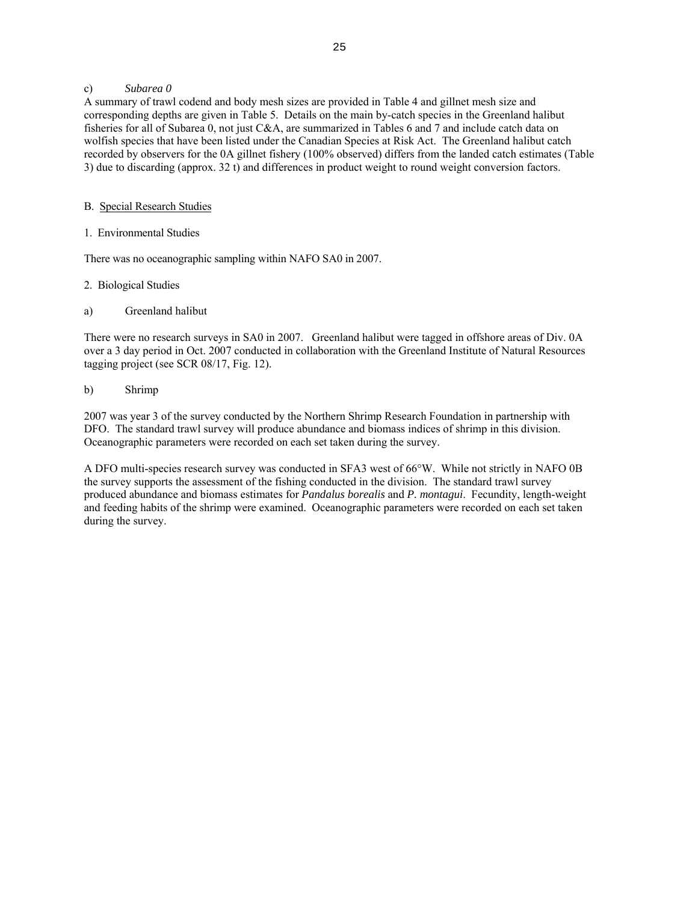c) *Subarea 0*

A summary of trawl codend and body mesh sizes are provided in Table 4 and gillnet mesh size and corresponding depths are given in Table 5. Details on the main by-catch species in the Greenland halibut fisheries for all of Subarea 0, not just C&A, are summarized in Tables 6 and 7 and include catch data on wolfish species that have been listed under the Canadian Species at Risk Act. The Greenland halibut catch recorded by observers for the 0A gillnet fishery (100% observed) differs from the landed catch estimates (Table 3) due to discarding (approx. 32 t) and differences in product weight to round weight conversion factors.

B. Special Research Studies

1. Environmental Studies

There was no oceanographic sampling within NAFO SA0 in 2007.

2. Biological Studies

a) Greenland halibut

There were no research surveys in SA0 in 2007. Greenland halibut were tagged in offshore areas of Div. 0A over a 3 day period in Oct. 2007 conducted in collaboration with the Greenland Institute of Natural Resources tagging project (see SCR 08/17, Fig. 12).

b) Shrimp

2007 was year 3 of the survey conducted by the Northern Shrimp Research Foundation in partnership with DFO. The standard trawl survey will produce abundance and biomass indices of shrimp in this division. Oceanographic parameters were recorded on each set taken during the survey.

A DFO multi-species research survey was conducted in SFA3 west of 66°W. While not strictly in NAFO 0B the survey supports the assessment of the fishing conducted in the division. The standard trawl survey produced abundance and biomass estimates for *Pandalus borealis* and *P. montagui*. Fecundity, length-weight and feeding habits of the shrimp were examined. Oceanographic parameters were recorded on each set taken during the survey.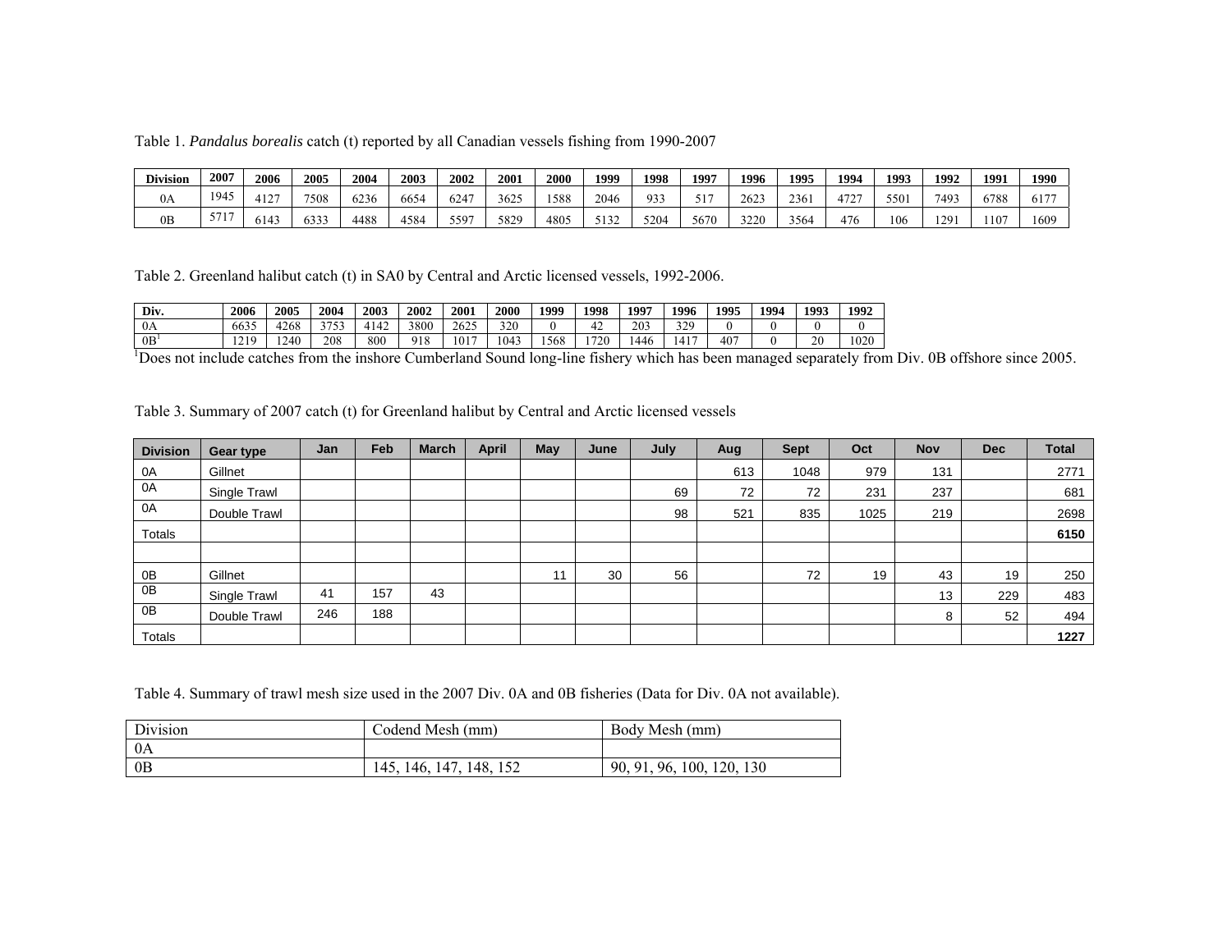Table 1. *Pandalus borealis* catch (t) reported by all Canadian vessels fishing from 1990-2007

| Division | 2007 | 2006 | 2005 | 2004 | 2003 | 2002 | 2001 | 2000 | 1999 | 1998 | 1997 | 1996 | 1995 | 1994 | 1993 | 1992 | 1991 | 1990 |
|---|---|---|---|---|---|---|---|---|---|---|---|---|---|---|---|---|---|---|
| 0A | 1945 | 4127 | 7508 | 6236 | 6654 | 6247 | 3625 | 1588 | 2046 | 933 | 517 | 2623 | 2361 | 4727 | 5501 | 7493 | 6788 | 6177 |
| 0B | 5717 | 6143 | 6333 | 4488 | 4584 | 5597 | 5829 | 4805 | 5132 | 5204 | 5670 | 3220 | 3564 | 476 | 106 | 1291 | 1107 | 1609 |

Table 2. Greenland halibut catch (t) in SA0 by Central and Arctic licensed vessels, 1992-2006.

| Div. | 2006 | 2005 | 2004 | 2003 | 2002 | 2001 | 2000 | 1999 | 1998 | 1997 | 1996 | 1995 | 1994 | 1993 | 1992 |
|---|---|---|---|---|---|---|---|---|---|---|---|---|---|---|---|
| 0A | 6635 | 4268 | 3753 | 4142 | 3800 | 2625 | 320 | 0 | 42 | 203 | 329 | 0 | 0 | 0 | 0 |
| 0B[1] | 1219 | 1240 | 208 | 800 | 918 | 1017 | 1043 | 1568 | 1720 | 1446 | 1417 | 407 | 0 | 20 | 1020 |

[1]Does not include catches from the inshore Cumberland Sound long-line fishery which has been managed separately from Div. 0B offshore since 2005.

Table 3. Summary of 2007 catch (t) for Greenland halibut by Central and Arctic licensed vessels

| Division | Gear type | Jan | Feb | March | April | May | June | July | Aug | Sept | Oct | Nov | Dec | Total |
|---|---|---|---|---|---|---|---|---|---|---|---|---|---|---|
| 0A | Gillnet | | | | | | | | 613 | 1048 | 979 | 131 | | 2771 |
| 0A | Single Trawl | | | | | | | 69 | 72 | 72 | 231 | 237 | | 681 |
| 0A | Double Trawl | | | | | | | 98 | 521 | 835 | 1025 | 219 | | 2698 |
| Totals | | | | | | | | | | | | | | **6150** |
| | | | | | | | | | | | | | | |
| 0B | Gillnet | | | | | 11 | 30 | 56 | | 72 | 19 | 43 | 19 | 250 |
| 0B | Single Trawl | 41 | 157 | 43 | | | | | | | | 13 | 229 | 483 |
| 0B | Double Trawl | 246 | 188 | | | | | | | | | 8 | 52 | 494 |
| Totals | | | | | | | | | | | | | | **1227** |

Table 4. Summary of trawl mesh size used in the 2007 Div. 0A and 0B fisheries (Data for Div. 0A not available).

| Division | Codend Mesh (mm) | Body Mesh (mm) |
|---|---|---|
| 0A | | |
| 0B | 145, 146, 147, 148, 152 | 90, 91, 96, 100, 120, 130 |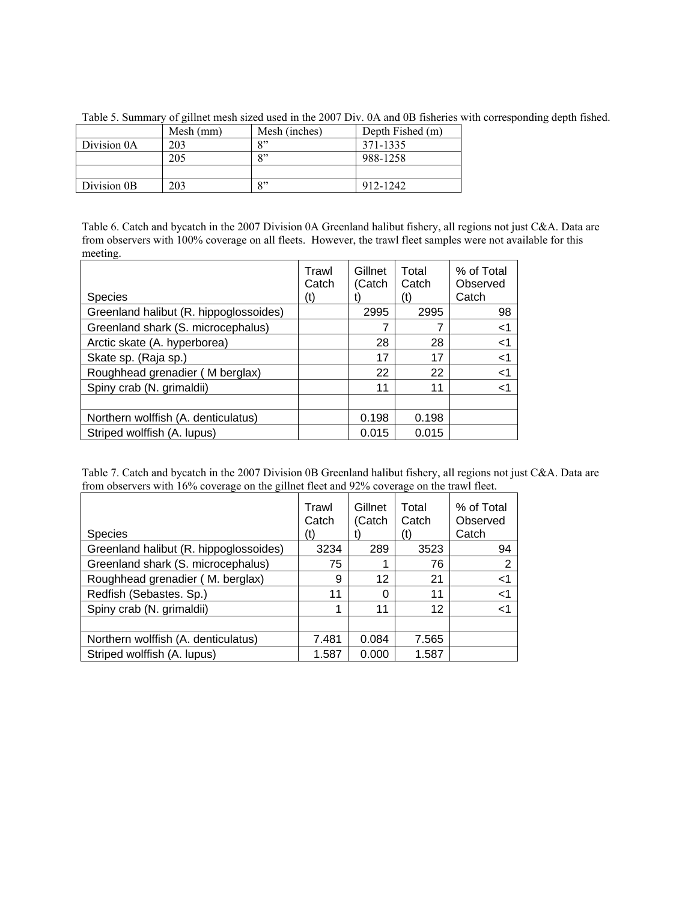Table 5. Summary of gillnet mesh sized used in the 2007 Div. 0A and 0B fisheries with corresponding depth fished.

| | Mesh (mm) | Mesh (inches) | Depth Fished (m) |
|---|---|---|---|
| Division 0A | 203 | 8" | 371-1335 |
| | 205 | 8" | 988-1258 |
| | | | |
| Division 0B | 203 | 8" | 912-1242 |

Table 6. Catch and bycatch in the 2007 Division 0A Greenland halibut fishery, all regions not just C&A. Data are from observers with 100% coverage on all fleets. However, the trawl fleet samples were not available for this meeting.

| Species | Trawl Catch (t) | Gillnet (Catch t) | Total Catch (t) | % of Total Observed Catch |
|---|---|---|---|---|
| Greenland halibut (R. hippoglossoides) | | 2995 | 2995 | 98 |
| Greenland shark (S. microcephalus) | | 7 | 7 | <1 |
| Arctic skate (A. hyperborea) | | 28 | 28 | <1 |
| Skate sp. (Raja sp.) | | 17 | 17 | <1 |
| Roughhead grenadier ( M berglax) | | 22 | 22 | <1 |
| Spiny crab (N. grimaldii) | | 11 | 11 | <1 |
| | | | | |
| Northern wolffish (A. denticulatus) | | 0.198 | 0.198 | |
| Striped wolffish (A. lupus) | | 0.015 | 0.015 | |

Table 7. Catch and bycatch in the 2007 Division 0B Greenland halibut fishery, all regions not just C&A. Data are from observers with 16% coverage on the gillnet fleet and 92% coverage on the trawl fleet.

| Species | Trawl Catch (t) | Gillnet (Catch t) | Total Catch (t) | % of Total Observed Catch |
|---|---|---|---|---|
| Greenland halibut (R. hippoglossoides) | 3234 | 289 | 3523 | 94 |
| Greenland shark (S. microcephalus) | 75 | 1 | 76 | 2 |
| Roughhead grenadier ( M. berglax) | 9 | 12 | 21 | <1 |
| Redfish (Sebastes. Sp.) | 11 | 0 | 11 | <1 |
| Spiny crab (N. grimaldii) | 1 | 11 | 12 | <1 |
| | | | | |
| Northern wolffish (A. denticulatus) | 7.481 | 0.084 | 7.565 | |
| Striped wolffish (A. lupus) | 1.587 | 0.000 | 1.587 | |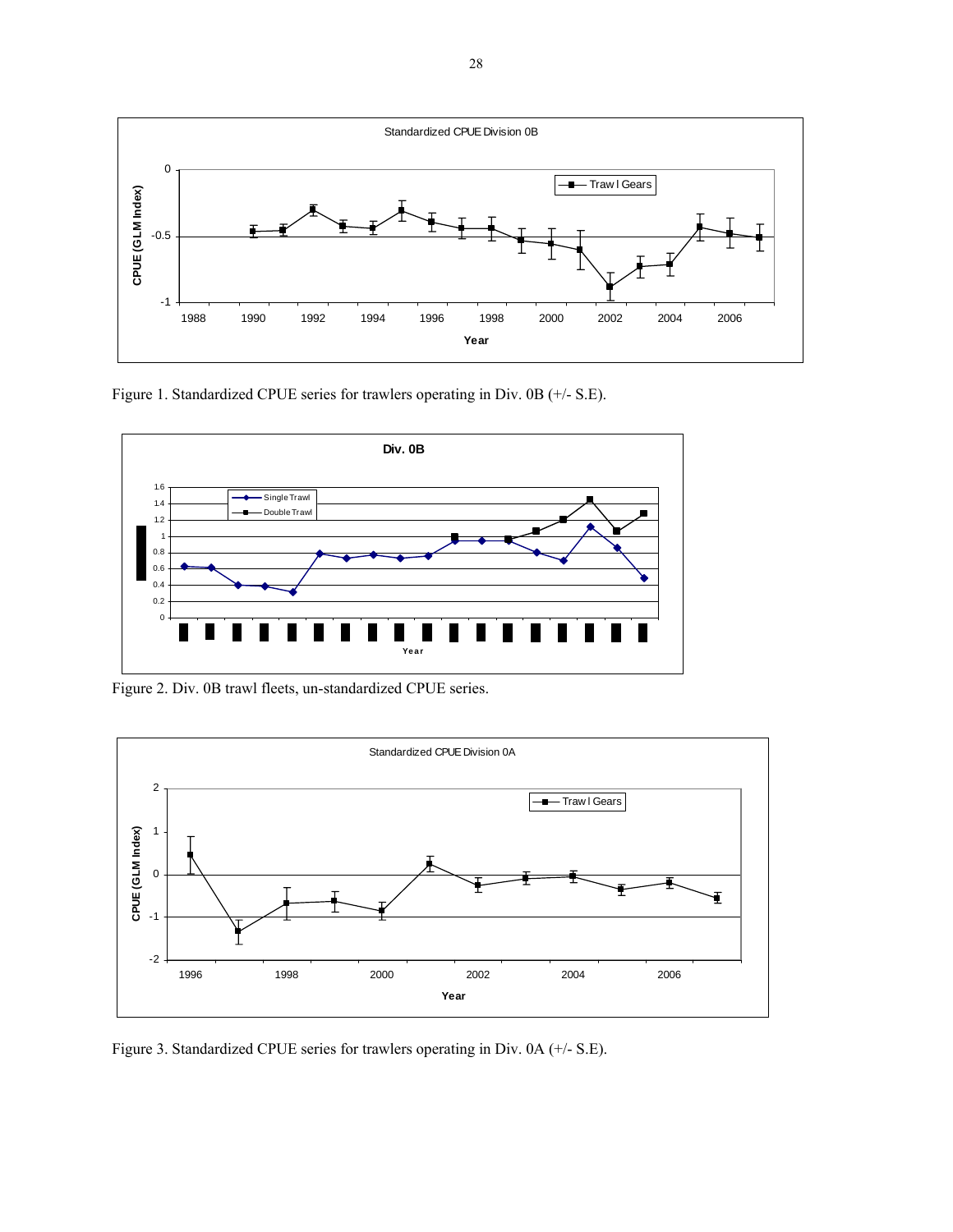Figure 1. Standardized CPUE series for trawlers operating in Div. 0B (+/- S.E).

Figure 2. Div. 0B trawl fleets, un-standardized CPUE series.

Figure 3. Standardized CPUE series for trawlers operating in Div. 0A (+/- S.E).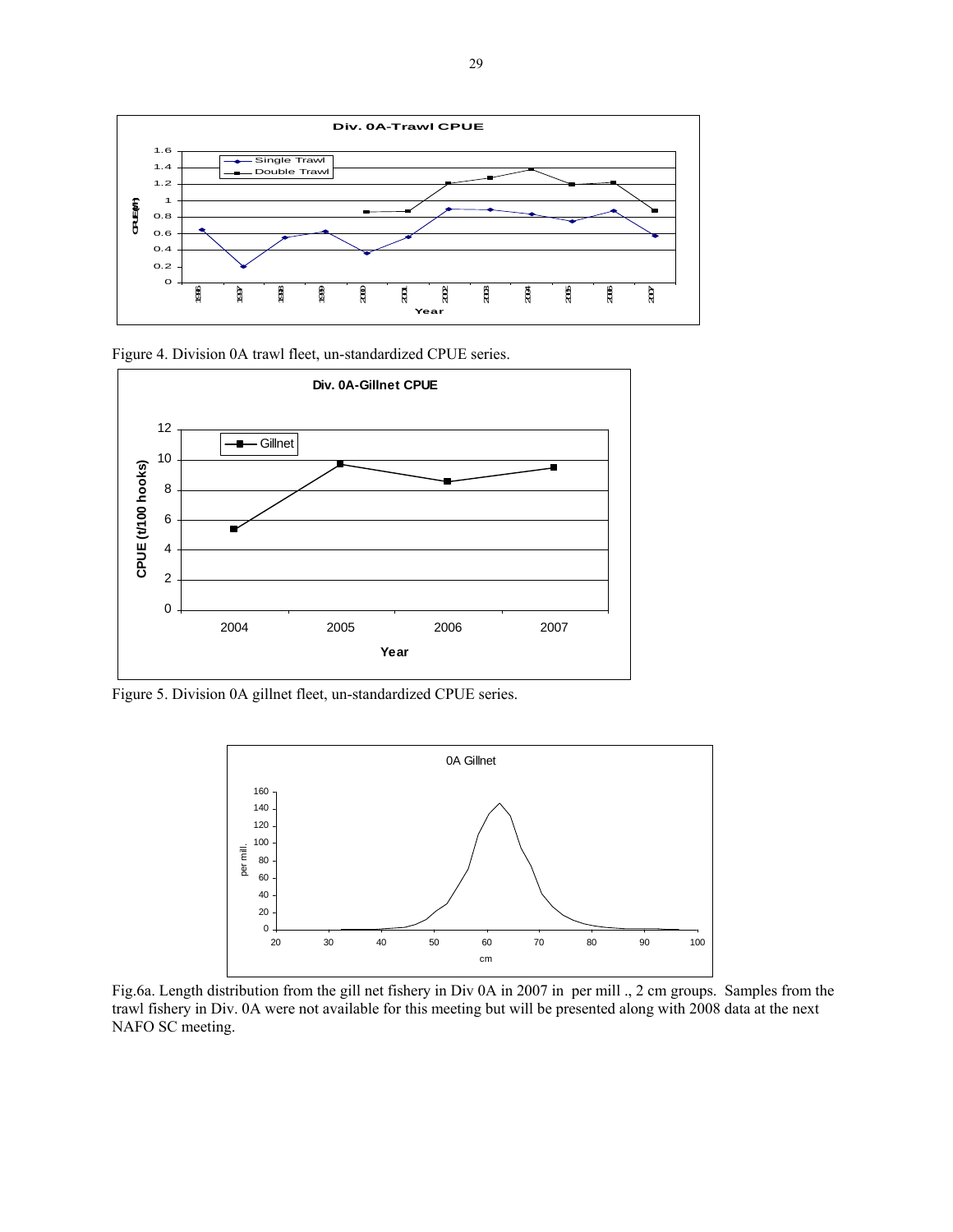Figure 4. Division 0A trawl fleet, un-standardized CPUE series.

Figure 5. Division 0A gillnet fleet, un-standardized CPUE series.

Fig.6a. Length distribution from the gill net fishery in Div 0A in 2007 in per mill ., 2 cm groups. Samples from the trawl fishery in Div. 0A were not available for this meeting but will be presented along with 2008 data at the next NAFO SC meeting.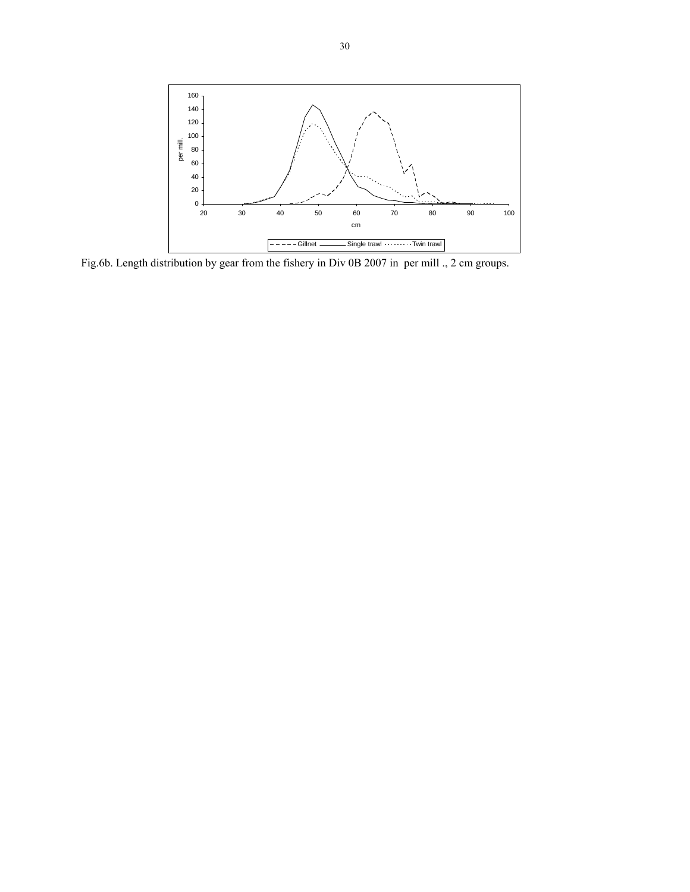Fig.6b. Length distribution by gear from the fishery in Div 0B 2007 in per mill ., 2 cm groups.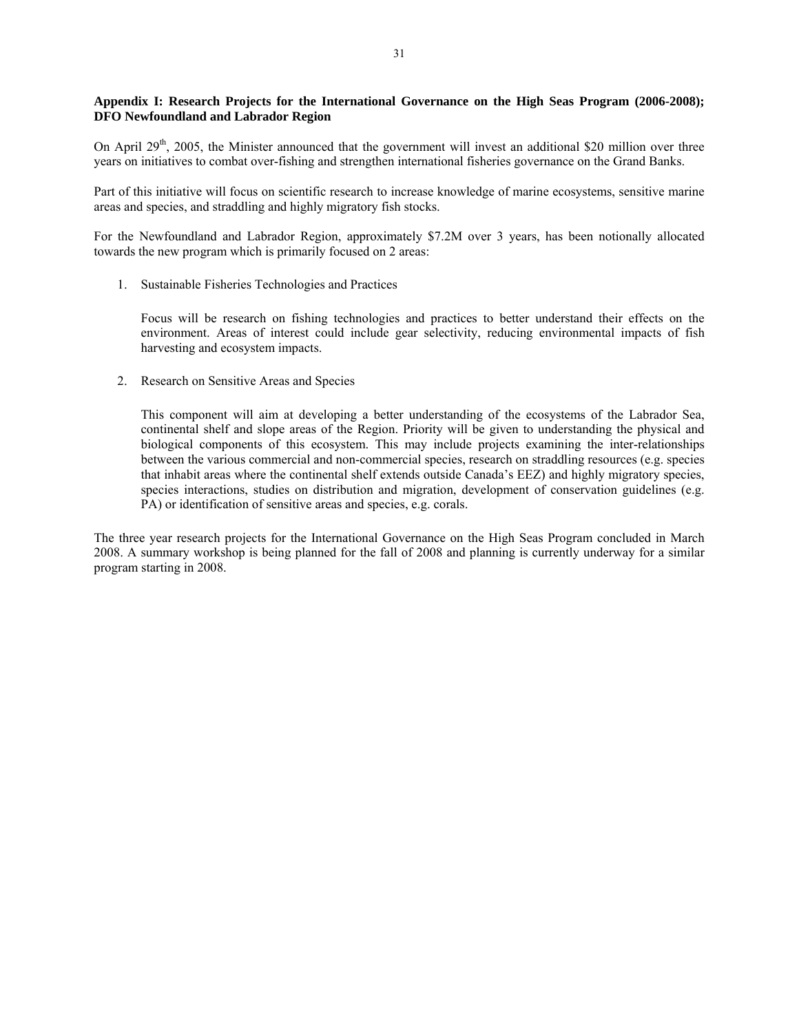**Appendix I: Research Projects for the International Governance on the High Seas Program (2006-2008); DFO Newfoundland and Labrador Region**

On April 29th, 2005, the Minister announced that the government will invest an additional $20 million over three years on initiatives to combat over-fishing and strengthen international fisheries governance on the Grand Banks.

Part of this initiative will focus on scientific research to increase knowledge of marine ecosystems, sensitive marine areas and species, and straddling and highly migratory fish stocks.

For the Newfoundland and Labrador Region, approximately $7.2M over 3 years, has been notionally allocated towards the new program which is primarily focused on 2 areas:

1. Sustainable Fisheries Technologies and Practices

   Focus will be research on fishing technologies and practices to better understand their effects on the environment. Areas of interest could include gear selectivity, reducing environmental impacts of fish harvesting and ecosystem impacts.

2. Research on Sensitive Areas and Species

   This component will aim at developing a better understanding of the ecosystems of the Labrador Sea, continental shelf and slope areas of the Region. Priority will be given to understanding the physical and biological components of this ecosystem. This may include projects examining the inter-relationships between the various commercial and non-commercial species, research on straddling resources (e.g. species that inhabit areas where the continental shelf extends outside Canada's EEZ) and highly migratory species, species interactions, studies on distribution and migration, development of conservation guidelines (e.g. PA) or identification of sensitive areas and species, e.g. corals.

The three year research projects for the International Governance on the High Seas Program concluded in March 2008. A summary workshop is being planned for the fall of 2008 and planning is currently underway for a similar program starting in 2008.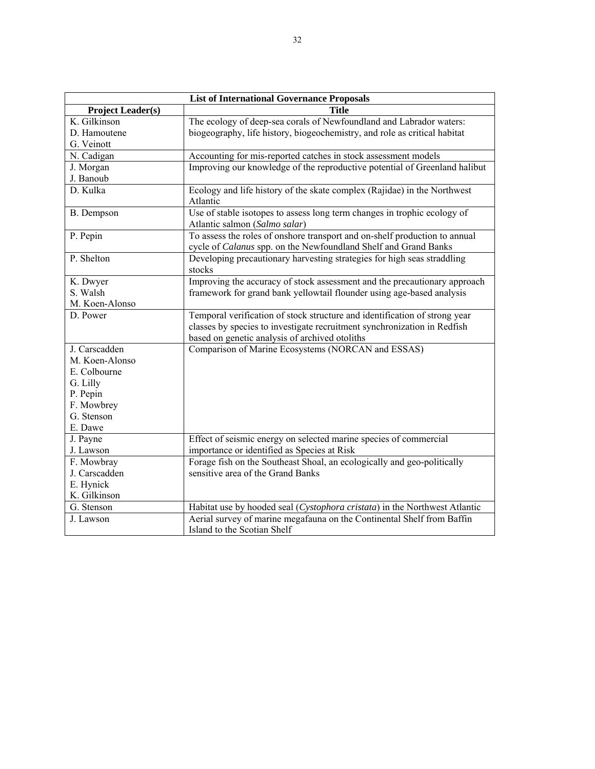| List of International Governance Proposals | |
|---|---|
| **Project Leader(s)** | **Title** |
| K. Gilkinson<br>D. Hamoutene<br>G. Veinott | The ecology of deep-sea corals of Newfoundland and Labrador waters: biogeography, life history, biogeochemistry, and role as critical habitat |
| N. Cadigan | Accounting for mis-reported catches in stock assessment models |
| J. Morgan<br>J. Banoub | Improving our knowledge of the reproductive potential of Greenland halibut |
| D. Kulka | Ecology and life history of the skate complex (Rajidae) in the Northwest Atlantic |
| B. Dempson | Use of stable isotopes to assess long term changes in trophic ecology of Atlantic salmon (*Salmo salar*) |
| P. Pepin | To assess the roles of onshore transport and on-shelf production to annual cycle of *Calanus* spp. on the Newfoundland Shelf and Grand Banks |
| P. Shelton | Developing precautionary harvesting strategies for high seas straddling stocks |
| K. Dwyer<br>S. Walsh<br>M. Koen-Alonso | Improving the accuracy of stock assessment and the precautionary approach framework for grand bank yellowtail flounder using age-based analysis |
| D. Power | Temporal verification of stock structure and identification of strong year classes by species to investigate recruitment synchronization in Redfish based on genetic analysis of archived otoliths |
| J. Carscadden<br>M. Koen-Alonso<br>E. Colbourne<br>G. Lilly<br>P. Pepin<br>F. Mowbrey<br>G. Stenson<br>E. Dawe | Comparison of Marine Ecosystems (NORCAN and ESSAS) |
| J. Payne<br>J. Lawson | Effect of seismic energy on selected marine species of commercial importance or identified as Species at Risk |
| F. Mowbray<br>J. Carscadden<br>E. Hynick<br>K. Gilkinson | Forage fish on the Southeast Shoal, an ecologically and geo-politically sensitive area of the Grand Banks |
| G. Stenson | Habitat use by hooded seal (*Cystophora cristata*) in the Northwest Atlantic |
| J. Lawson | Aerial survey of marine megafauna on the Continental Shelf from Baffin Island to the Scotian Shelf |